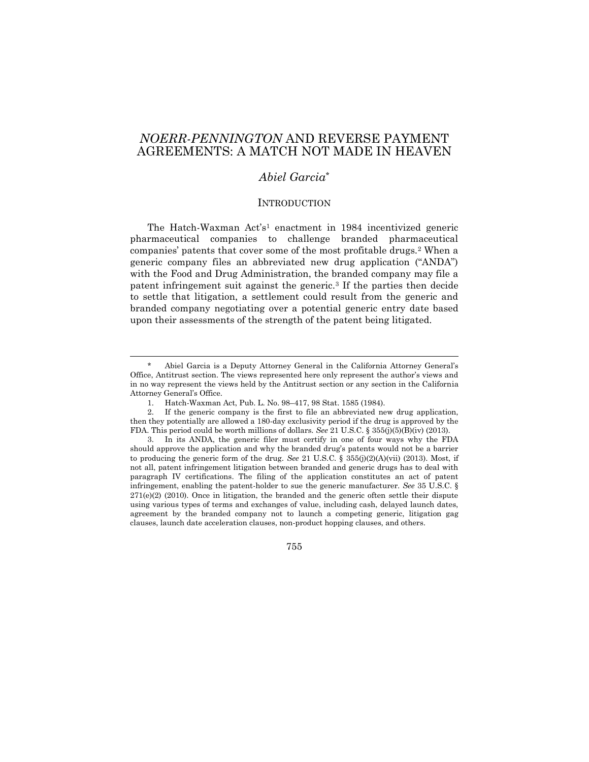# *NOERR-PENNINGTON* AND REVERSE PAYMENT AGREEMENTS: A MATCH NOT MADE IN HEAVEN

*Abiel Garcia*[*]

## INTRODUCTION

The Hatch-Waxman Act's[1] enactment in 1984 incentivized generic pharmaceutical companies to challenge branded pharmaceutical companies' patents that cover some of the most profitable drugs.[2] When a generic company files an abbreviated new drug application ("ANDA") with the Food and Drug Administration, the branded company may file a patent infringement suit against the generic.[3] If the parties then decide to settle that litigation, a settlement could result from the generic and branded company negotiating over a potential generic entry date based upon their assessments of the strength of the patent being litigated.

---

\* Abiel Garcia is a Deputy Attorney General in the California Attorney General's Office, Antitrust section. The views represented here only represent the author's views and in no way represent the views held by the Antitrust section or any section in the California Attorney General's Office.

1. Hatch-Waxman Act, Pub. L. No. 98–417, 98 Stat. 1585 (1984).

2. If the generic company is the first to file an abbreviated new drug application, then they potentially are allowed a 180-day exclusivity period if the drug is approved by the FDA. This period could be worth millions of dollars. *See* 21 U.S.C. § 355(j)(5)(B)(iv) (2013).

3. In its ANDA, the generic filer must certify in one of four ways why the FDA should approve the application and why the branded drug's patents would not be a barrier to producing the generic form of the drug. *See* 21 U.S.C. § 355(j)(2)(A)(vii) (2013). Most, if not all, patent infringement litigation between branded and generic drugs has to deal with paragraph IV certifications. The filing of the application constitutes an act of patent infringement, enabling the patent-holder to sue the generic manufacturer. *See* 35 U.S.C. § 271(e)(2) (2010). Once in litigation, the branded and the generic often settle their dispute using various types of terms and exchanges of value, including cash, delayed launch dates, agreement by the branded company not to launch a competing generic, litigation gag clauses, launch date acceleration clauses, non-product hopping clauses, and others.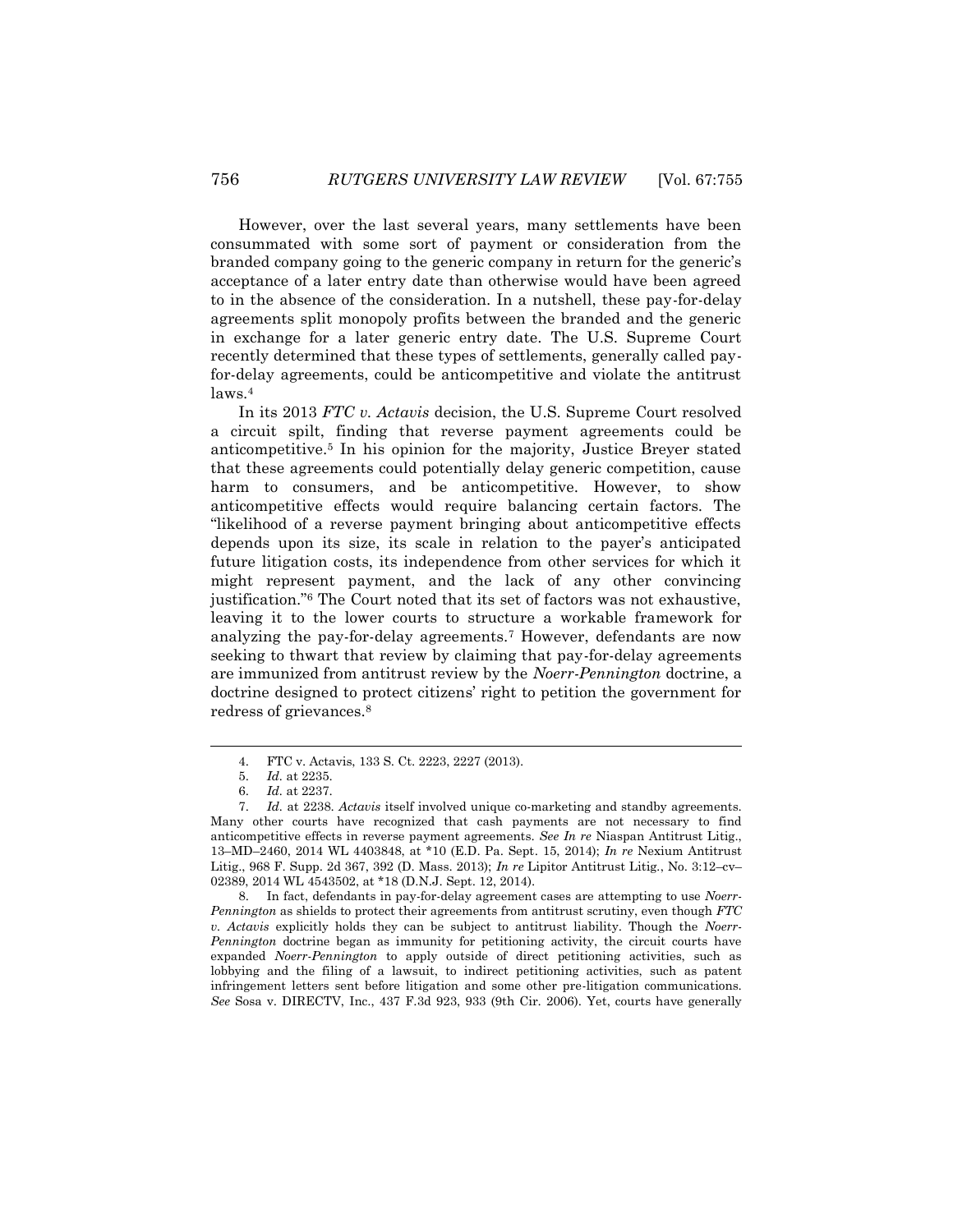However, over the last several years, many settlements have been consummated with some sort of payment or consideration from the branded company going to the generic company in return for the generic's acceptance of a later entry date than otherwise would have been agreed to in the absence of the consideration. In a nutshell, these pay-for-delay agreements split monopoly profits between the branded and the generic in exchange for a later generic entry date. The U.S. Supreme Court recently determined that these types of settlements, generally called pay-for-delay agreements, could be anticompetitive and violate the antitrust laws.[4]

In its 2013 *FTC v. Actavis* decision, the U.S. Supreme Court resolved a circuit spilt, finding that reverse payment agreements could be anticompetitive.[5] In his opinion for the majority, Justice Breyer stated that these agreements could potentially delay generic competition, cause harm to consumers, and be anticompetitive. However, to show anticompetitive effects would require balancing certain factors. The "likelihood of a reverse payment bringing about anticompetitive effects depends upon its size, its scale in relation to the payer's anticipated future litigation costs, its independence from other services for which it might represent payment, and the lack of any other convincing justification."[6] The Court noted that its set of factors was not exhaustive, leaving it to the lower courts to structure a workable framework for analyzing the pay-for-delay agreements.[7] However, defendants are now seeking to thwart that review by claiming that pay-for-delay agreements are immunized from antitrust review by the *Noerr-Pennington* doctrine, a doctrine designed to protect citizens' right to petition the government for redress of grievances.[8]

---

4. FTC v. Actavis, 133 S. Ct. 2223, 2227 (2013).

5. *Id.* at 2235.

6. *Id.* at 2237.

7. *Id.* at 2238. *Actavis* itself involved unique co-marketing and standby agreements. Many other courts have recognized that cash payments are not necessary to find anticompetitive effects in reverse payment agreements. *See In re* Niaspan Antitrust Litig., 13–MD–2460, 2014 WL 4403848, at *10 (E.D. Pa. Sept. 15, 2014); *In re* Nexium Antitrust Litig., 968 F. Supp. 2d 367, 392 (D. Mass. 2013); *In re* Lipitor Antitrust Litig., No. 3:12–cv–02389, 2014 WL 4543502, at *18 (D.N.J. Sept. 12, 2014).

8. In fact, defendants in pay-for-delay agreement cases are attempting to use *Noerr-Pennington* as shields to protect their agreements from antitrust scrutiny, even though *FTC v. Actavis* explicitly holds they can be subject to antitrust liability. Though the *Noerr-Pennington* doctrine began as immunity for petitioning activity, the circuit courts have expanded *Noerr-Pennington* to apply outside of direct petitioning activities, such as lobbying and the filing of a lawsuit, to indirect petitioning activities, such as patent infringement letters sent before litigation and some other pre-litigation communications. *See* Sosa v. DIRECTV, Inc., 437 F.3d 923, 933 (9th Cir. 2006). Yet, courts have generally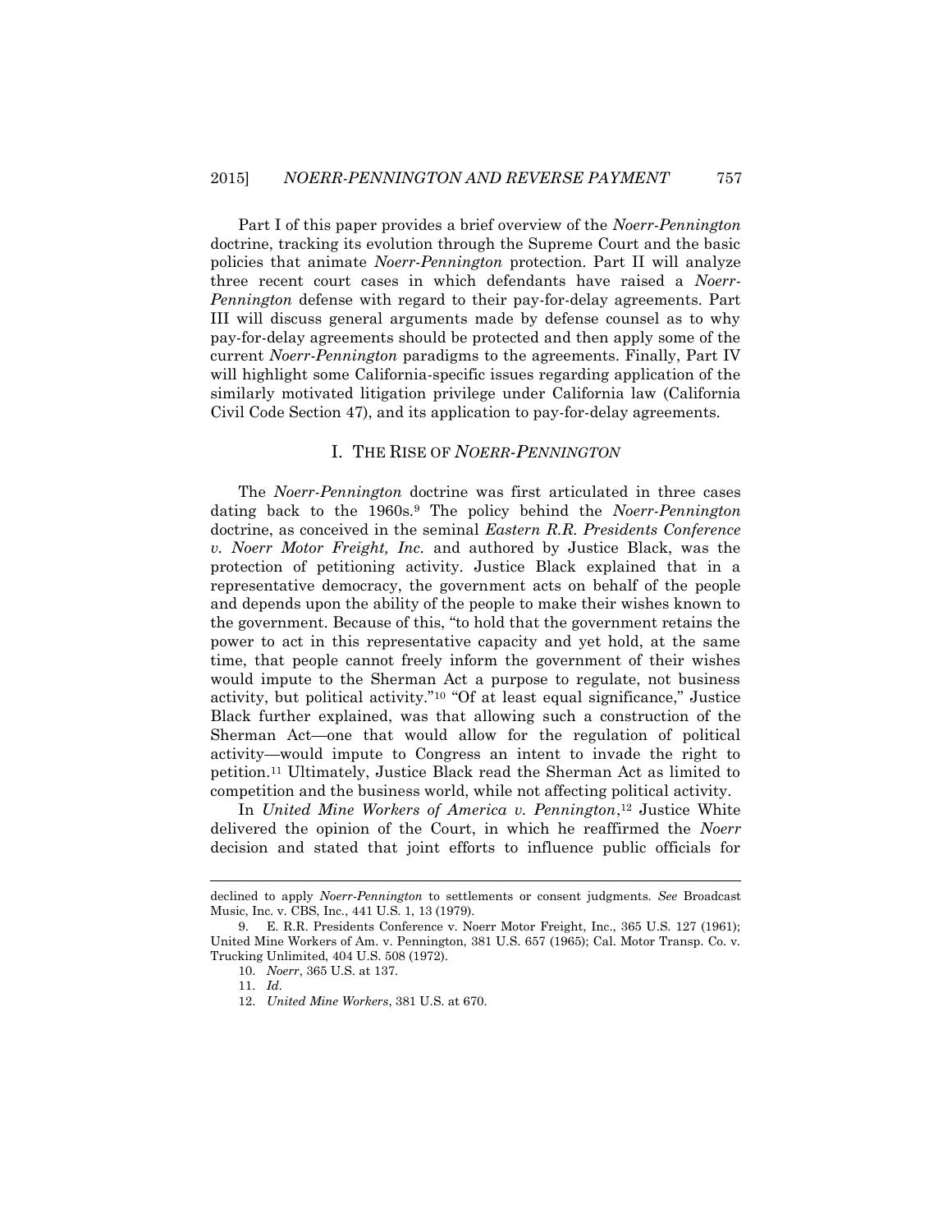Part I of this paper provides a brief overview of the *Noerr-Pennington* doctrine, tracking its evolution through the Supreme Court and the basic policies that animate *Noerr-Pennington* protection. Part II will analyze three recent court cases in which defendants have raised a *Noerr-Pennington* defense with regard to their pay-for-delay agreements. Part III will discuss general arguments made by defense counsel as to why pay-for-delay agreements should be protected and then apply some of the current *Noerr-Pennington* paradigms to the agreements. Finally, Part IV will highlight some California-specific issues regarding application of the similarly motivated litigation privilege under California law (California Civil Code Section 47), and its application to pay-for-delay agreements.

## I. THE RISE OF *NOERR-PENNINGTON*

The *Noerr-Pennington* doctrine was first articulated in three cases dating back to the 1960s.[9] The policy behind the *Noerr-Pennington* doctrine, as conceived in the seminal *Eastern R.R. Presidents Conference v. Noerr Motor Freight, Inc.* and authored by Justice Black, was the protection of petitioning activity. Justice Black explained that in a representative democracy, the government acts on behalf of the people and depends upon the ability of the people to make their wishes known to the government. Because of this, "to hold that the government retains the power to act in this representative capacity and yet hold, at the same time, that people cannot freely inform the government of their wishes would impute to the Sherman Act a purpose to regulate, not business activity, but political activity."[10] "Of at least equal significance," Justice Black further explained, was that allowing such a construction of the Sherman Act—one that would allow for the regulation of political activity—would impute to Congress an intent to invade the right to petition.[11] Ultimately, Justice Black read the Sherman Act as limited to competition and the business world, while not affecting political activity.

In *United Mine Workers of America v. Pennington*,[12] Justice White delivered the opinion of the Court, in which he reaffirmed the *Noerr* decision and stated that joint efforts to influence public officials for

---

declined to apply *Noerr-Pennington* to settlements or consent judgments. *See* Broadcast Music, Inc. v. CBS, Inc., 441 U.S. 1, 13 (1979).

9. E. R.R. Presidents Conference v. Noerr Motor Freight, Inc., 365 U.S. 127 (1961); United Mine Workers of Am. v. Pennington, 381 U.S. 657 (1965); Cal. Motor Transp. Co. v. Trucking Unlimited, 404 U.S. 508 (1972).

10. *Noerr*, 365 U.S. at 137.

11. *Id*.

12. *United Mine Workers*, 381 U.S. at 670.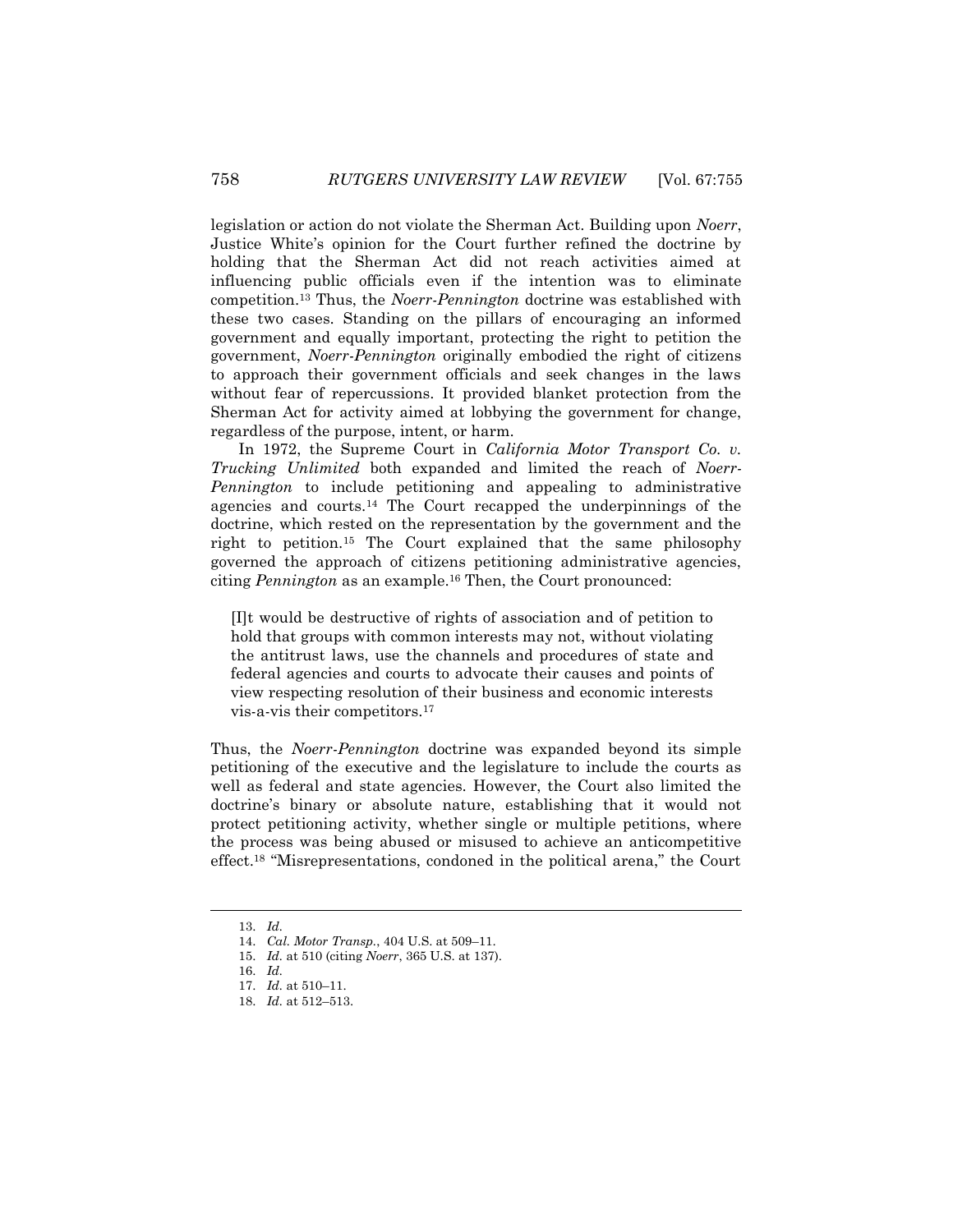legislation or action do not violate the Sherman Act. Building upon *Noerr*, Justice White's opinion for the Court further refined the doctrine by holding that the Sherman Act did not reach activities aimed at influencing public officials even if the intention was to eliminate competition.[13] Thus, the *Noerr-Pennington* doctrine was established with these two cases. Standing on the pillars of encouraging an informed government and equally important, protecting the right to petition the government, *Noerr-Pennington* originally embodied the right of citizens to approach their government officials and seek changes in the laws without fear of repercussions. It provided blanket protection from the Sherman Act for activity aimed at lobbying the government for change, regardless of the purpose, intent, or harm.

In 1972, the Supreme Court in *California Motor Transport Co. v. Trucking Unlimited* both expanded and limited the reach of *Noerr-Pennington* to include petitioning and appealing to administrative agencies and courts.[14] The Court recapped the underpinnings of the doctrine, which rested on the representation by the government and the right to petition.[15] The Court explained that the same philosophy governed the approach of citizens petitioning administrative agencies, citing *Pennington* as an example.[16] Then, the Court pronounced:

> [I]t would be destructive of rights of association and of petition to hold that groups with common interests may not, without violating the antitrust laws, use the channels and procedures of state and federal agencies and courts to advocate their causes and points of view respecting resolution of their business and economic interests vis-a-vis their competitors.[17]

Thus, the *Noerr-Pennington* doctrine was expanded beyond its simple petitioning of the executive and the legislature to include the courts as well as federal and state agencies. However, the Court also limited the doctrine's binary or absolute nature, establishing that it would not protect petitioning activity, whether single or multiple petitions, where the process was being abused or misused to achieve an anticompetitive effect.[18] "Misrepresentations, condoned in the political arena," the Court

---

13. *Id.*
14. *Cal. Motor Transp.*, 404 U.S. at 509–11.
15. *Id.* at 510 (citing *Noerr*, 365 U.S. at 137).
16. *Id.*
17. *Id.* at 510–11.
18. *Id.* at 512–513.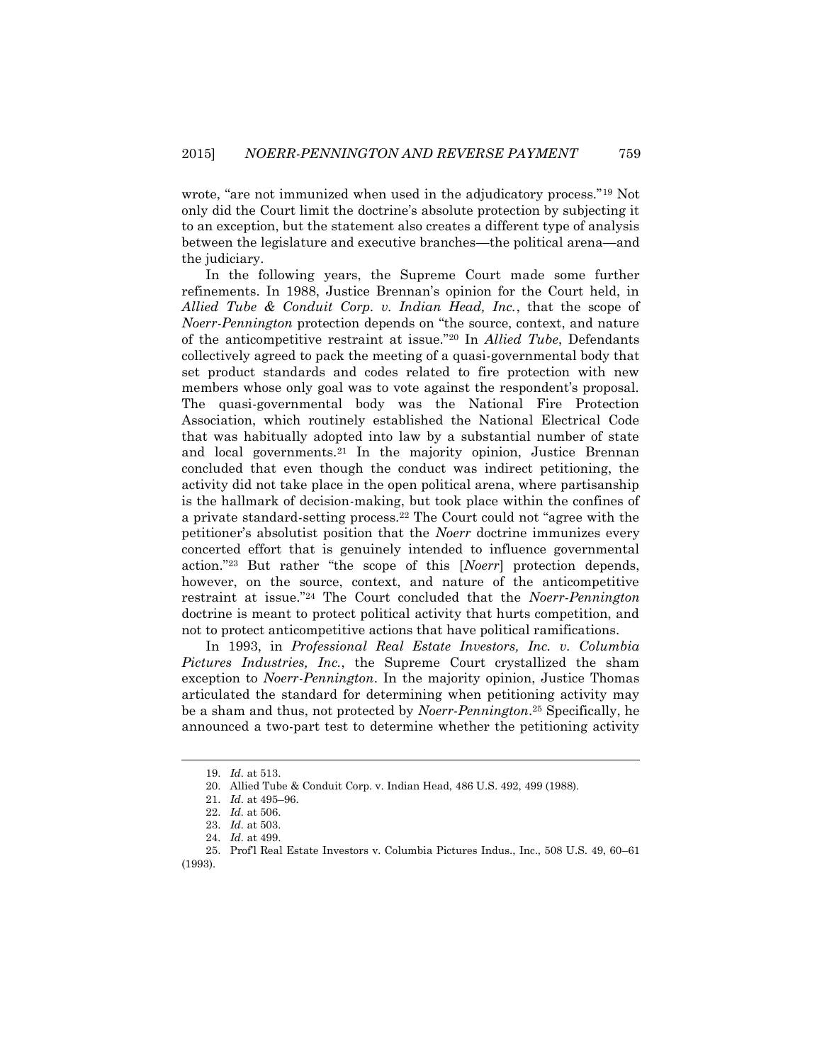wrote, "are not immunized when used in the adjudicatory process."[19] Not only did the Court limit the doctrine's absolute protection by subjecting it to an exception, but the statement also creates a different type of analysis between the legislature and executive branches—the political arena—and the judiciary.

In the following years, the Supreme Court made some further refinements. In 1988, Justice Brennan's opinion for the Court held, in *Allied Tube & Conduit Corp. v. Indian Head, Inc.*, that the scope of *Noerr-Pennington* protection depends on "the source, context, and nature of the anticompetitive restraint at issue."[20] In *Allied Tube*, Defendants collectively agreed to pack the meeting of a quasi-governmental body that set product standards and codes related to fire protection with new members whose only goal was to vote against the respondent's proposal. The quasi-governmental body was the National Fire Protection Association, which routinely established the National Electrical Code that was habitually adopted into law by a substantial number of state and local governments.[21] In the majority opinion, Justice Brennan concluded that even though the conduct was indirect petitioning, the activity did not take place in the open political arena, where partisanship is the hallmark of decision-making, but took place within the confines of a private standard-setting process.[22] The Court could not "agree with the petitioner's absolutist position that the *Noerr* doctrine immunizes every concerted effort that is genuinely intended to influence governmental action."[23] But rather "the scope of this [*Noerr*] protection depends, however, on the source, context, and nature of the anticompetitive restraint at issue."[24] The Court concluded that the *Noerr-Pennington* doctrine is meant to protect political activity that hurts competition, and not to protect anticompetitive actions that have political ramifications.

In 1993, in *Professional Real Estate Investors, Inc. v. Columbia Pictures Industries, Inc.*, the Supreme Court crystallized the sham exception to *Noerr-Pennington*. In the majority opinion, Justice Thomas articulated the standard for determining when petitioning activity may be a sham and thus, not protected by *Noerr-Pennington*.[25] Specifically, he announced a two-part test to determine whether the petitioning activity

---

19. *Id.* at 513.

20. Allied Tube & Conduit Corp. v. Indian Head, 486 U.S. 492, 499 (1988).

21. *Id.* at 495–96.

22. *Id.* at 506.

23. *Id.* at 503.

24. *Id.* at 499.

25. Prof'l Real Estate Investors v. Columbia Pictures Indus., Inc., 508 U.S. 49, 60–61 (1993).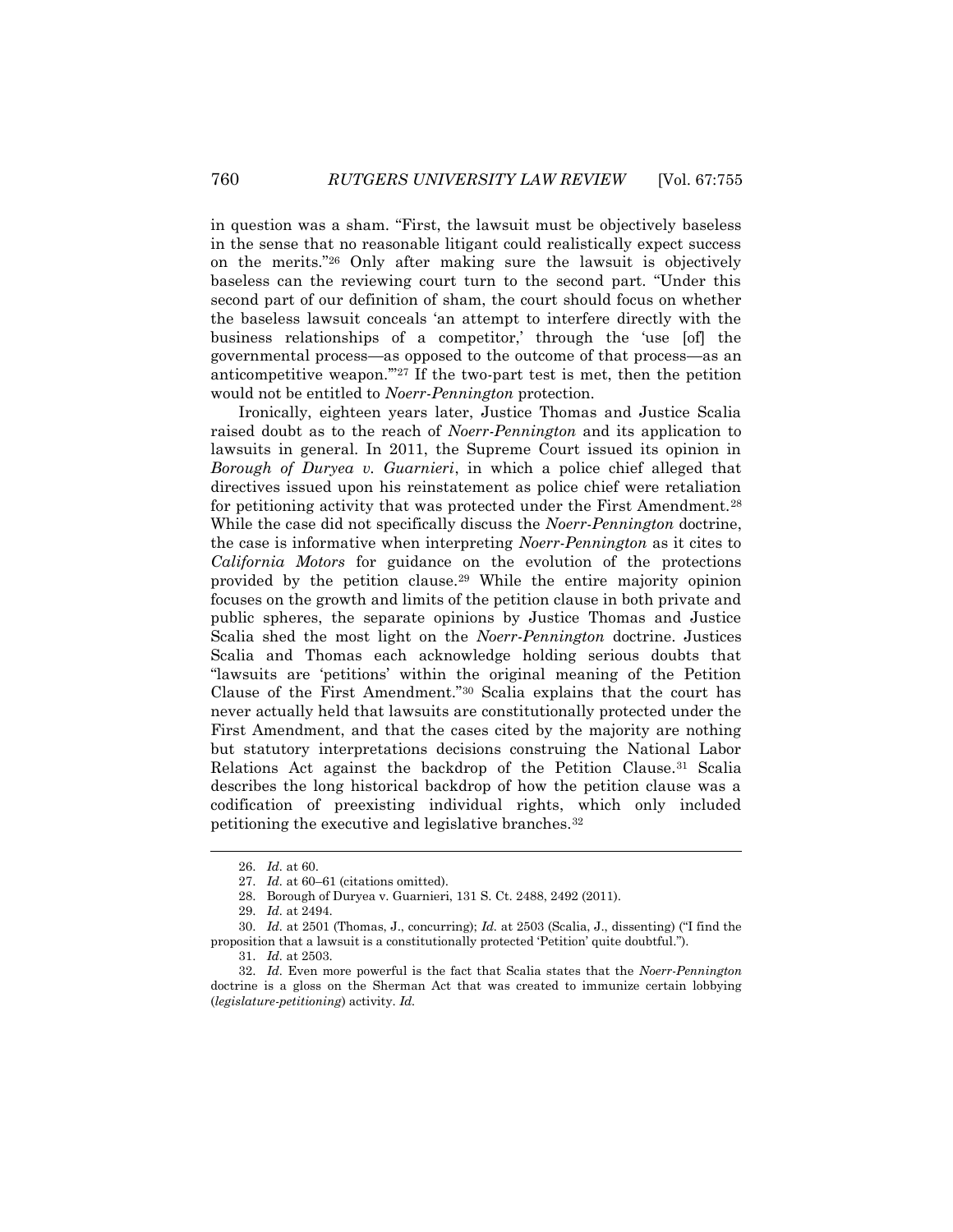in question was a sham. "First, the lawsuit must be objectively baseless in the sense that no reasonable litigant could realistically expect success on the merits."[26] Only after making sure the lawsuit is objectively baseless can the reviewing court turn to the second part. "Under this second part of our definition of sham, the court should focus on whether the baseless lawsuit conceals 'an attempt to interfere directly with the business relationships of a competitor,' through the 'use [of] the governmental process—as opposed to the outcome of that process—as an anticompetitive weapon.'"[27] If the two-part test is met, then the petition would not be entitled to *Noerr-Pennington* protection.

Ironically, eighteen years later, Justice Thomas and Justice Scalia raised doubt as to the reach of *Noerr-Pennington* and its application to lawsuits in general. In 2011, the Supreme Court issued its opinion in *Borough of Duryea v. Guarnieri*, in which a police chief alleged that directives issued upon his reinstatement as police chief were retaliation for petitioning activity that was protected under the First Amendment.[28] While the case did not specifically discuss the *Noerr-Pennington* doctrine, the case is informative when interpreting *Noerr-Pennington* as it cites to *California Motors* for guidance on the evolution of the protections provided by the petition clause.[29] While the entire majority opinion focuses on the growth and limits of the petition clause in both private and public spheres, the separate opinions by Justice Thomas and Justice Scalia shed the most light on the *Noerr-Pennington* doctrine. Justices Scalia and Thomas each acknowledge holding serious doubts that "lawsuits are 'petitions' within the original meaning of the Petition Clause of the First Amendment."[30] Scalia explains that the court has never actually held that lawsuits are constitutionally protected under the First Amendment, and that the cases cited by the majority are nothing but statutory interpretations decisions construing the National Labor Relations Act against the backdrop of the Petition Clause.[31] Scalia describes the long historical backdrop of how the petition clause was a codification of preexisting individual rights, which only included petitioning the executive and legislative branches.[32]

---

26. *Id.* at 60.

27. *Id.* at 60–61 (citations omitted).

28. Borough of Duryea v. Guarnieri, 131 S. Ct. 2488, 2492 (2011).

29. *Id.* at 2494.

30. *Id.* at 2501 (Thomas, J., concurring); *Id.* at 2503 (Scalia, J., dissenting) ("I find the proposition that a lawsuit is a constitutionally protected 'Petition' quite doubtful.").

31. *Id.* at 2503.

32. *Id.* Even more powerful is the fact that Scalia states that the *Noerr-Pennington* doctrine is a gloss on the Sherman Act that was created to immunize certain lobbying (*legislature-petitioning*) activity. *Id.*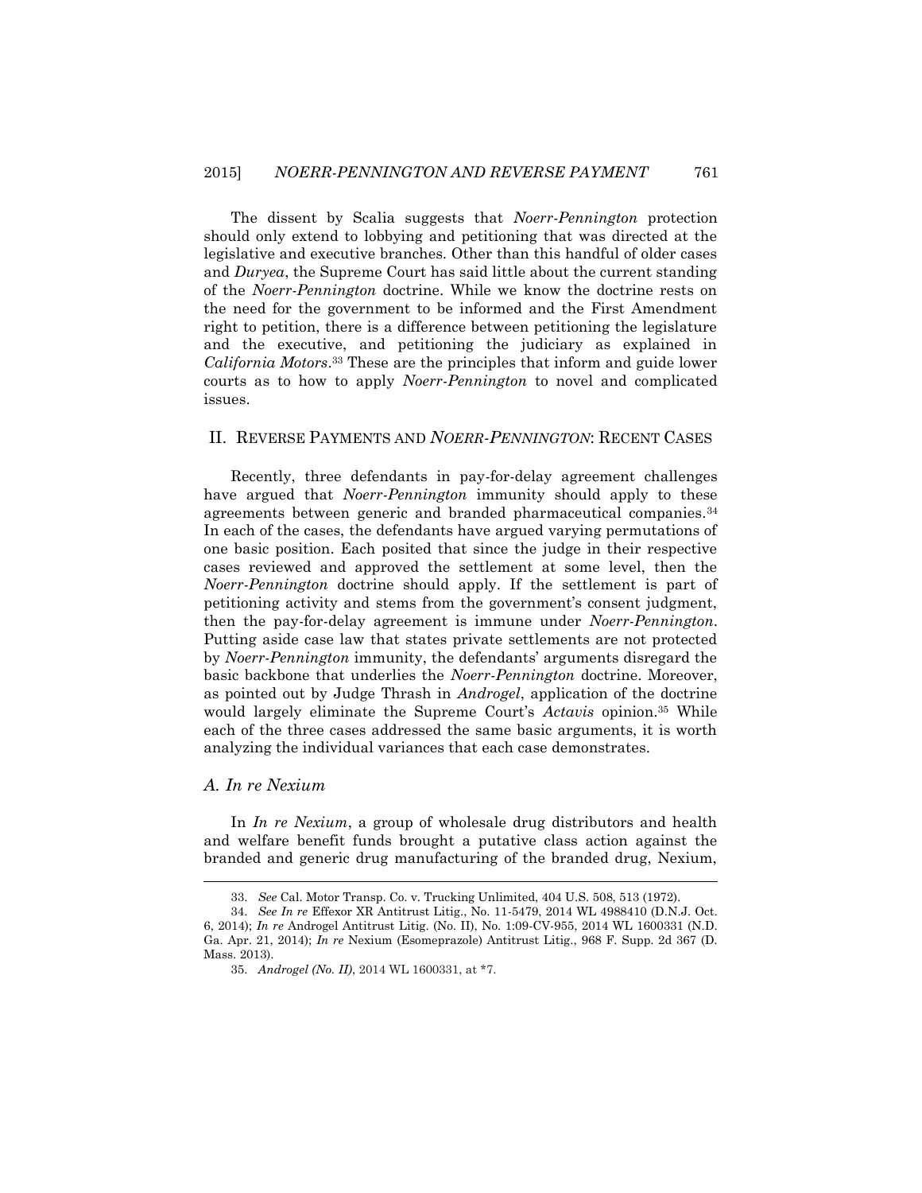The dissent by Scalia suggests that *Noerr-Pennington* protection should only extend to lobbying and petitioning that was directed at the legislative and executive branches. Other than this handful of older cases and *Duryea*, the Supreme Court has said little about the current standing of the *Noerr-Pennington* doctrine. While we know the doctrine rests on the need for the government to be informed and the First Amendment right to petition, there is a difference between petitioning the legislature and the executive, and petitioning the judiciary as explained in *California Motors*.[33] These are the principles that inform and guide lower courts as to how to apply *Noerr-Pennington* to novel and complicated issues.

## II. Reverse Payments and *Noerr-Pennington*: Recent Cases

Recently, three defendants in pay-for-delay agreement challenges have argued that *Noerr-Pennington* immunity should apply to these agreements between generic and branded pharmaceutical companies.[34] In each of the cases, the defendants have argued varying permutations of one basic position. Each posited that since the judge in their respective cases reviewed and approved the settlement at some level, then the *Noerr-Pennington* doctrine should apply. If the settlement is part of petitioning activity and stems from the government's consent judgment, then the pay-for-delay agreement is immune under *Noerr-Pennington*. Putting aside case law that states private settlements are not protected by *Noerr-Pennington* immunity, the defendants' arguments disregard the basic backbone that underlies the *Noerr-Pennington* doctrine. Moreover, as pointed out by Judge Thrash in *Androgel*, application of the doctrine would largely eliminate the Supreme Court's *Actavis* opinion.[35] While each of the three cases addressed the same basic arguments, it is worth analyzing the individual variances that each case demonstrates.

### *A. In re Nexium*

In *In re Nexium*, a group of wholesale drug distributors and health and welfare benefit funds brought a putative class action against the branded and generic drug manufacturing of the branded drug, Nexium,

---

33. *See* Cal. Motor Transp. Co. v. Trucking Unlimited, 404 U.S. 508, 513 (1972).

34. *See In re* Effexor XR Antitrust Litig., No. 11-5479, 2014 WL 4988410 (D.N.J. Oct. 6, 2014); *In re* Androgel Antitrust Litig. (No. II), No. 1:09-CV-955, 2014 WL 1600331 (N.D. Ga. Apr. 21, 2014); *In re* Nexium (Esomeprazole) Antitrust Litig., 968 F. Supp. 2d 367 (D. Mass. 2013).

35. *Androgel (No. II)*, 2014 WL 1600331, at *7.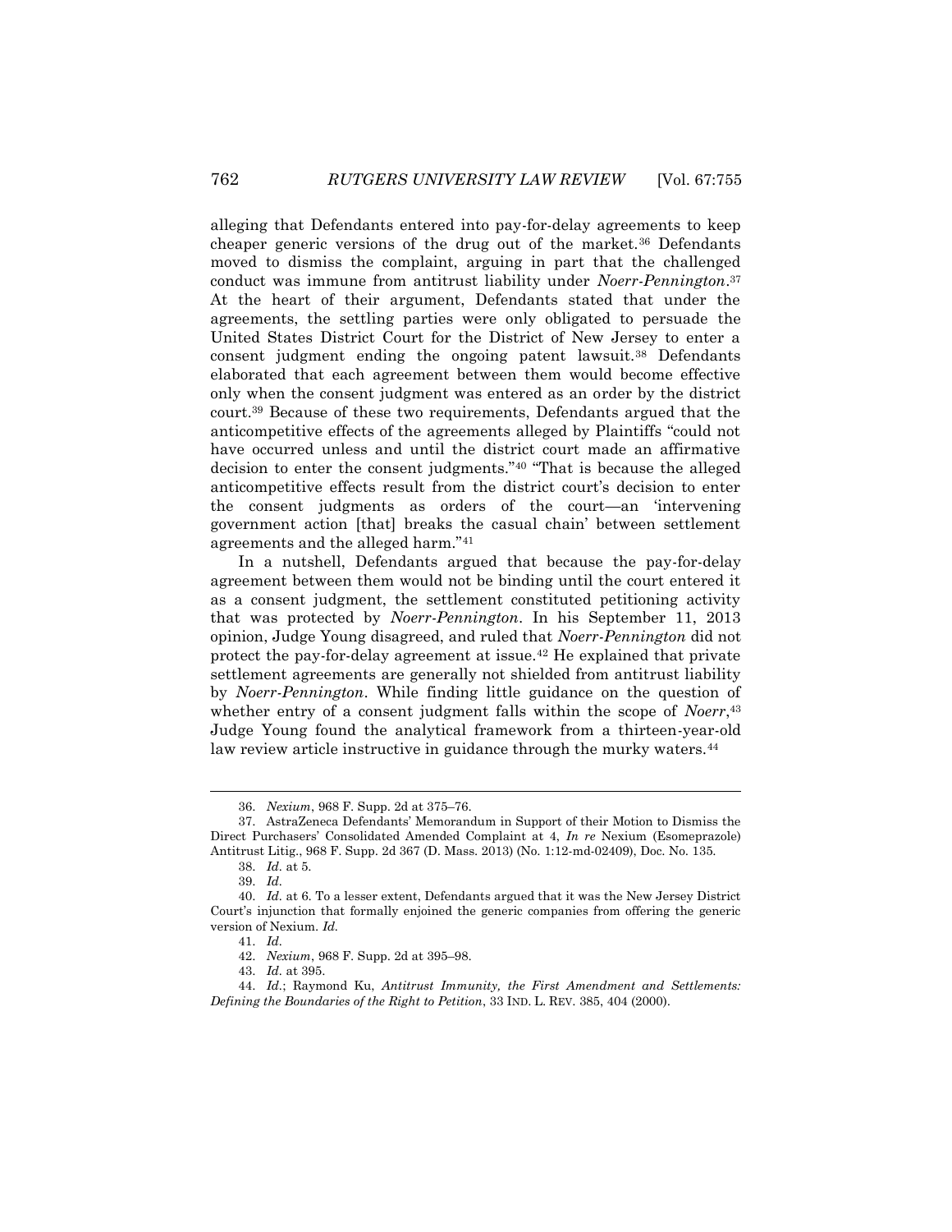alleging that Defendants entered into pay-for-delay agreements to keep cheaper generic versions of the drug out of the market.[36] Defendants moved to dismiss the complaint, arguing in part that the challenged conduct was immune from antitrust liability under *Noerr-Pennington*.[37] At the heart of their argument, Defendants stated that under the agreements, the settling parties were only obligated to persuade the United States District Court for the District of New Jersey to enter a consent judgment ending the ongoing patent lawsuit.[38] Defendants elaborated that each agreement between them would become effective only when the consent judgment was entered as an order by the district court.[39] Because of these two requirements, Defendants argued that the anticompetitive effects of the agreements alleged by Plaintiffs "could not have occurred unless and until the district court made an affirmative decision to enter the consent judgments."[40] "That is because the alleged anticompetitive effects result from the district court's decision to enter the consent judgments as orders of the court—an 'intervening government action [that] breaks the casual chain' between settlement agreements and the alleged harm."[41]

In a nutshell, Defendants argued that because the pay-for-delay agreement between them would not be binding until the court entered it as a consent judgment, the settlement constituted petitioning activity that was protected by *Noerr-Pennington*. In his September 11, 2013 opinion, Judge Young disagreed, and ruled that *Noerr-Pennington* did not protect the pay-for-delay agreement at issue.[42] He explained that private settlement agreements are generally not shielded from antitrust liability by *Noerr-Pennington*. While finding little guidance on the question of whether entry of a consent judgment falls within the scope of *Noerr*,[43] Judge Young found the analytical framework from a thirteen-year-old law review article instructive in guidance through the murky waters.[44]

---

36. *Nexium*, 968 F. Supp. 2d at 375–76.

37. AstraZeneca Defendants' Memorandum in Support of their Motion to Dismiss the Direct Purchasers' Consolidated Amended Complaint at 4, *In re* Nexium (Esomeprazole) Antitrust Litig., 968 F. Supp. 2d 367 (D. Mass. 2013) (No. 1:12-md-02409), Doc. No. 135.

38. *Id.* at 5.

39. *Id.*

40. *Id.* at 6. To a lesser extent, Defendants argued that it was the New Jersey District Court's injunction that formally enjoined the generic companies from offering the generic version of Nexium. *Id.*

41. *Id.*

42. *Nexium*, 968 F. Supp. 2d at 395–98.

43. *Id.* at 395.

44. *Id.*; Raymond Ku, *Antitrust Immunity, the First Amendment and Settlements: Defining the Boundaries of the Right to Petition*, 33 IND. L. REV. 385, 404 (2000).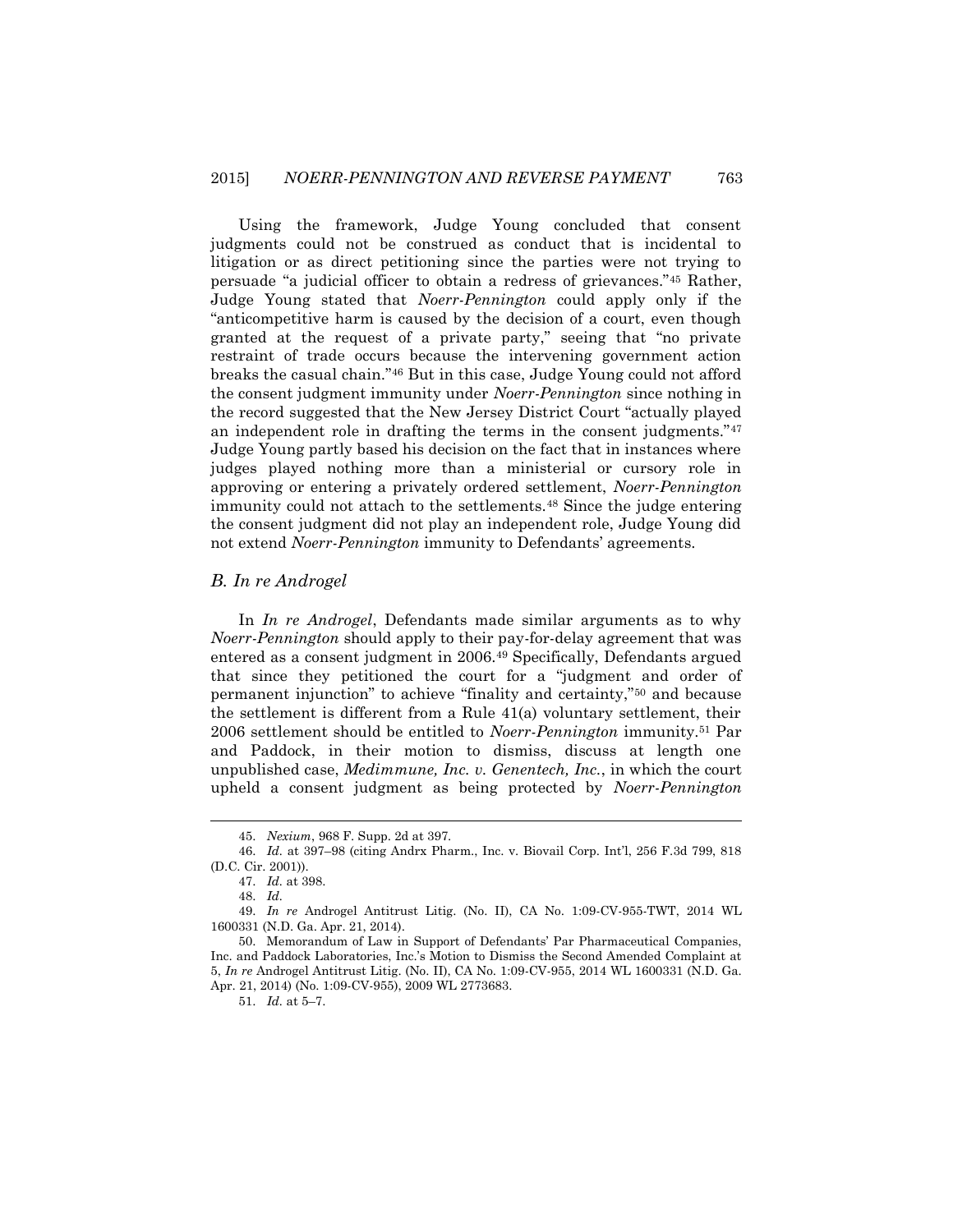Using the framework, Judge Young concluded that consent judgments could not be construed as conduct that is incidental to litigation or as direct petitioning since the parties were not trying to persuade "a judicial officer to obtain a redress of grievances."[45] Rather, Judge Young stated that *Noerr-Pennington* could apply only if the "anticompetitive harm is caused by the decision of a court, even though granted at the request of a private party," seeing that "no private restraint of trade occurs because the intervening government action breaks the casual chain."[46] But in this case, Judge Young could not afford the consent judgment immunity under *Noerr-Pennington* since nothing in the record suggested that the New Jersey District Court "actually played an independent role in drafting the terms in the consent judgments."[47] Judge Young partly based his decision on the fact that in instances where judges played nothing more than a ministerial or cursory role in approving or entering a privately ordered settlement, *Noerr-Pennington* immunity could not attach to the settlements.[48] Since the judge entering the consent judgment did not play an independent role, Judge Young did not extend *Noerr-Pennington* immunity to Defendants' agreements.

### *B. In re Androgel*

In *In re Androgel*, Defendants made similar arguments as to why *Noerr-Pennington* should apply to their pay-for-delay agreement that was entered as a consent judgment in 2006.[49] Specifically, Defendants argued that since they petitioned the court for a "judgment and order of permanent injunction" to achieve "finality and certainty,"[50] and because the settlement is different from a Rule 41(a) voluntary settlement, their 2006 settlement should be entitled to *Noerr-Pennington* immunity.[51] Par and Paddock, in their motion to dismiss, discuss at length one unpublished case, *Medimmune, Inc. v. Genentech, Inc.*, in which the court upheld a consent judgment as being protected by *Noerr-Pennington*

---

45. *Nexium*, 968 F. Supp. 2d at 397.

46. *Id.* at 397–98 (citing Andrx Pharm., Inc. v. Biovail Corp. Int'l, 256 F.3d 799, 818 (D.C. Cir. 2001)).

47. *Id.* at 398.

48. *Id.*

49. *In re* Androgel Antitrust Litig. (No. II), CA No. 1:09-CV-955-TWT, 2014 WL 1600331 (N.D. Ga. Apr. 21, 2014).

50. Memorandum of Law in Support of Defendants' Par Pharmaceutical Companies, Inc. and Paddock Laboratories, Inc.'s Motion to Dismiss the Second Amended Complaint at 5, *In re* Androgel Antitrust Litig. (No. II), CA No. 1:09-CV-955, 2014 WL 1600331 (N.D. Ga. Apr. 21, 2014) (No. 1:09-CV-955), 2009 WL 2773683.

51. *Id.* at 5–7.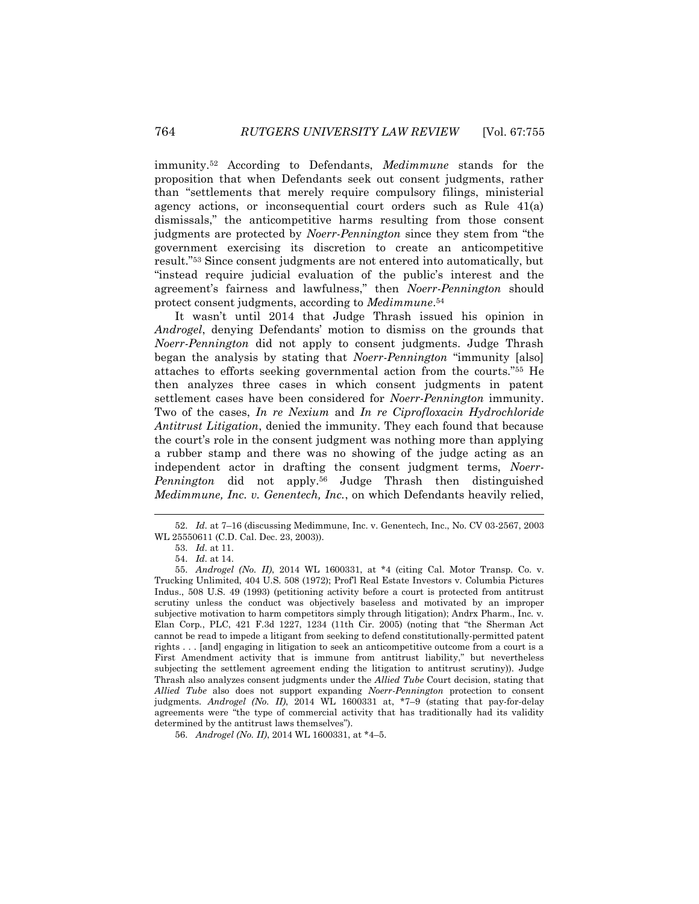immunity.[52] According to Defendants, *Medimmune* stands for the proposition that when Defendants seek out consent judgments, rather than "settlements that merely require compulsory filings, ministerial agency actions, or inconsequential court orders such as Rule 41(a) dismissals," the anticompetitive harms resulting from those consent judgments are protected by *Noerr-Pennington* since they stem from "the government exercising its discretion to create an anticompetitive result."[53] Since consent judgments are not entered into automatically, but "instead require judicial evaluation of the public's interest and the agreement's fairness and lawfulness," then *Noerr-Pennington* should protect consent judgments, according to *Medimmune*.[54]

It wasn't until 2014 that Judge Thrash issued his opinion in *Androgel*, denying Defendants' motion to dismiss on the grounds that *Noerr-Pennington* did not apply to consent judgments. Judge Thrash began the analysis by stating that *Noerr-Pennington* "immunity [also] attaches to efforts seeking governmental action from the courts."[55] He then analyzes three cases in which consent judgments in patent settlement cases have been considered for *Noerr-Pennington* immunity. Two of the cases, *In re Nexium* and *In re Ciprofloxacin Hydrochloride Antitrust Litigation*, denied the immunity. They each found that because the court's role in the consent judgment was nothing more than applying a rubber stamp and there was no showing of the judge acting as an independent actor in drafting the consent judgment terms, *Noerr-Pennington* did not apply.[56] Judge Thrash then distinguished *Medimmune, Inc. v. Genentech, Inc.*, on which Defendants heavily relied,

---

52. *Id.* at 7–16 (discussing Medimmune, Inc. v. Genentech, Inc., No. CV 03-2567, 2003 WL 25550611 (C.D. Cal. Dec. 23, 2003)).

53. *Id.* at 11.

54. *Id.* at 14.

55. *Androgel (No. II)*, 2014 WL 1600331, at *4 (citing Cal. Motor Transp. Co. v. Trucking Unlimited, 404 U.S. 508 (1972); Prof'l Real Estate Investors v. Columbia Pictures Indus., 508 U.S. 49 (1993) (petitioning activity before a court is protected from antitrust scrutiny unless the conduct was objectively baseless and motivated by an improper subjective motivation to harm competitors simply through litigation); Andrx Pharm., Inc. v. Elan Corp., PLC, 421 F.3d 1227, 1234 (11th Cir. 2005) (noting that "the Sherman Act cannot be read to impede a litigant from seeking to defend constitutionally-permitted patent rights . . . [and] engaging in litigation to seek an anticompetitive outcome from a court is a First Amendment activity that is immune from antitrust liability," but nevertheless subjecting the settlement agreement ending the litigation to antitrust scrutiny)). Judge Thrash also analyzes consent judgments under the *Allied Tube* Court decision, stating that *Allied Tube* also does not support expanding *Noerr-Pennington* protection to consent judgments. *Androgel (No. II)*, 2014 WL 1600331 at, *7–9 (stating that pay-for-delay agreements were "the type of commercial activity that has traditionally had its validity determined by the antitrust laws themselves").

56. *Androgel (No. II)*, 2014 WL 1600331, at *4–5.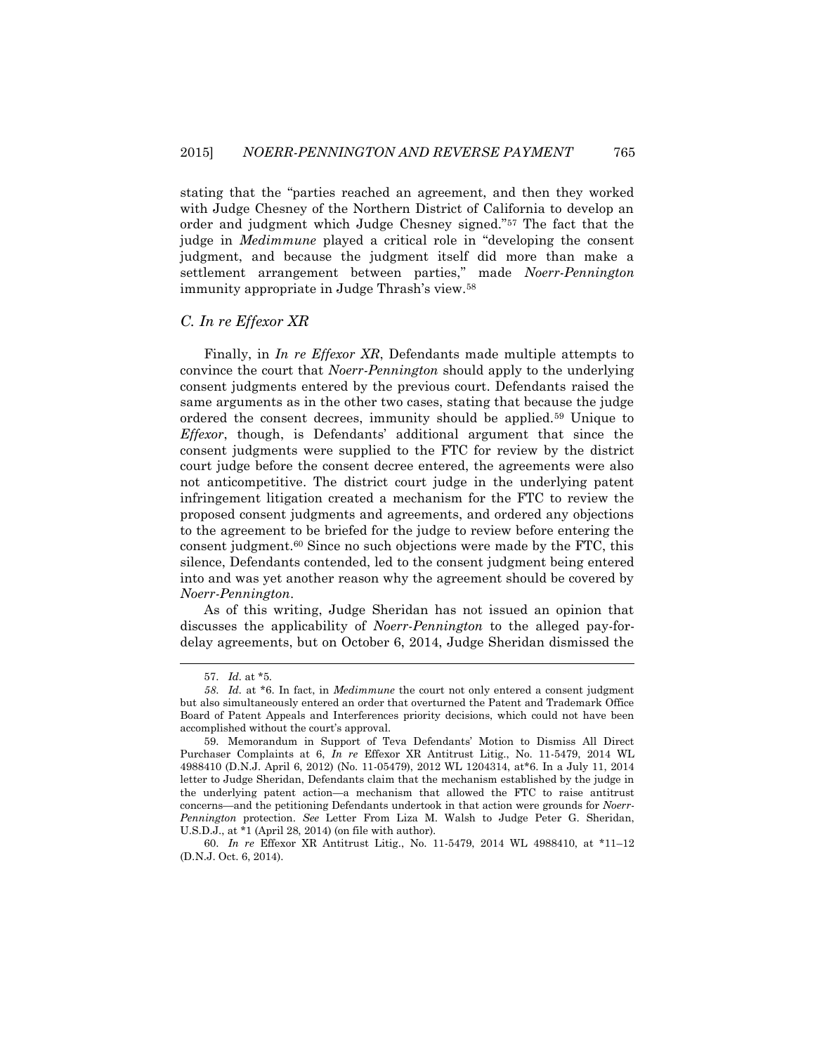stating that the "parties reached an agreement, and then they worked with Judge Chesney of the Northern District of California to develop an order and judgment which Judge Chesney signed."[57] The fact that the judge in *Medimmune* played a critical role in "developing the consent judgment, and because the judgment itself did more than make a settlement arrangement between parties," made *Noerr-Pennington* immunity appropriate in Judge Thrash's view.[58]

### C. *In re Effexor XR*

Finally, in *In re Effexor XR*, Defendants made multiple attempts to convince the court that *Noerr-Pennington* should apply to the underlying consent judgments entered by the previous court. Defendants raised the same arguments as in the other two cases, stating that because the judge ordered the consent decrees, immunity should be applied.[59] Unique to *Effexor*, though, is Defendants' additional argument that since the consent judgments were supplied to the FTC for review by the district court judge before the consent decree entered, the agreements were also not anticompetitive. The district court judge in the underlying patent infringement litigation created a mechanism for the FTC to review the proposed consent judgments and agreements, and ordered any objections to the agreement to be briefed for the judge to review before entering the consent judgment.[60] Since no such objections were made by the FTC, this silence, Defendants contended, led to the consent judgment being entered into and was yet another reason why the agreement should be covered by *Noerr-Pennington*.

As of this writing, Judge Sheridan has not issued an opinion that discusses the applicability of *Noerr-Pennington* to the alleged pay-for-delay agreements, but on October 6, 2014, Judge Sheridan dismissed the

---

57. *Id.* at *5.

58. *Id.* at *6. In fact, in *Medimmune* the court not only entered a consent judgment but also simultaneously entered an order that overturned the Patent and Trademark Office Board of Patent Appeals and Interferences priority decisions, which could not have been accomplished without the court's approval.

59. Memorandum in Support of Teva Defendants' Motion to Dismiss All Direct Purchaser Complaints at 6, *In re* Effexor XR Antitrust Litig., No. 11-5479, 2014 WL 4988410 (D.N.J. April 6, 2012) (No. 11-05479), 2012 WL 1204314, at*6. In a July 11, 2014 letter to Judge Sheridan, Defendants claim that the mechanism established by the judge in the underlying patent action—a mechanism that allowed the FTC to raise antitrust concerns—and the petitioning Defendants undertook in that action were grounds for *Noerr-Pennington* protection. *See* Letter From Liza M. Walsh to Judge Peter G. Sheridan, U.S.D.J., at *1 (April 28, 2014) (on file with author).

60. *In re* Effexor XR Antitrust Litig., No. 11-5479, 2014 WL 4988410, at *11–12 (D.N.J. Oct. 6, 2014).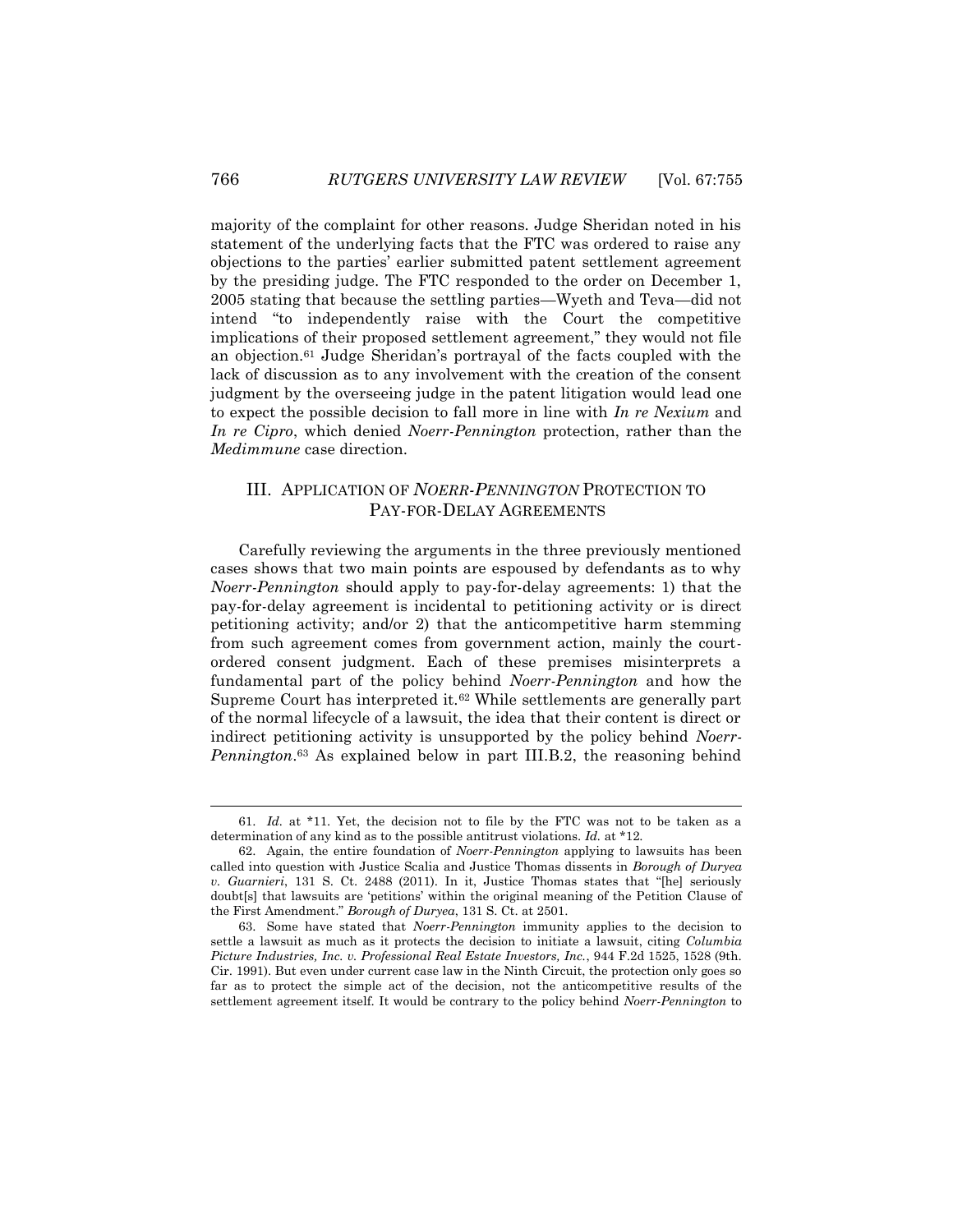majority of the complaint for other reasons. Judge Sheridan noted in his statement of the underlying facts that the FTC was ordered to raise any objections to the parties' earlier submitted patent settlement agreement by the presiding judge. The FTC responded to the order on December 1, 2005 stating that because the settling parties—Wyeth and Teva—did not intend "to independently raise with the Court the competitive implications of their proposed settlement agreement," they would not file an objection.[61] Judge Sheridan's portrayal of the facts coupled with the lack of discussion as to any involvement with the creation of the consent judgment by the overseeing judge in the patent litigation would lead one to expect the possible decision to fall more in line with *In re Nexium* and *In re Cipro*, which denied *Noerr-Pennington* protection, rather than the *Medimmune* case direction.

## III. APPLICATION OF *NOERR-PENNINGTON* PROTECTION TO PAY-FOR-DELAY AGREEMENTS

Carefully reviewing the arguments in the three previously mentioned cases shows that two main points are espoused by defendants as to why *Noerr-Pennington* should apply to pay-for-delay agreements: 1) that the pay-for-delay agreement is incidental to petitioning activity or is direct petitioning activity; and/or 2) that the anticompetitive harm stemming from such agreement comes from government action, mainly the court-ordered consent judgment. Each of these premises misinterprets a fundamental part of the policy behind *Noerr-Pennington* and how the Supreme Court has interpreted it.[62] While settlements are generally part of the normal lifecycle of a lawsuit, the idea that their content is direct or indirect petitioning activity is unsupported by the policy behind *Noerr-Pennington*.[63] As explained below in part III.B.2, the reasoning behind

---

61. *Id.* at \*11. Yet, the decision not to file by the FTC was not to be taken as a determination of any kind as to the possible antitrust violations. *Id.* at \*12.

62. Again, the entire foundation of *Noerr-Pennington* applying to lawsuits has been called into question with Justice Scalia and Justice Thomas dissents in *Borough of Duryea v. Guarnieri*, 131 S. Ct. 2488 (2011). In it, Justice Thomas states that "[he] seriously doubt[s] that lawsuits are 'petitions' within the original meaning of the Petition Clause of the First Amendment." *Borough of Duryea*, 131 S. Ct. at 2501.

63. Some have stated that *Noerr-Pennington* immunity applies to the decision to settle a lawsuit as much as it protects the decision to initiate a lawsuit, citing *Columbia Picture Industries, Inc. v. Professional Real Estate Investors, Inc.*, 944 F.2d 1525, 1528 (9th. Cir. 1991). But even under current case law in the Ninth Circuit, the protection only goes so far as to protect the simple act of the decision, not the anticompetitive results of the settlement agreement itself. It would be contrary to the policy behind *Noerr-Pennington* to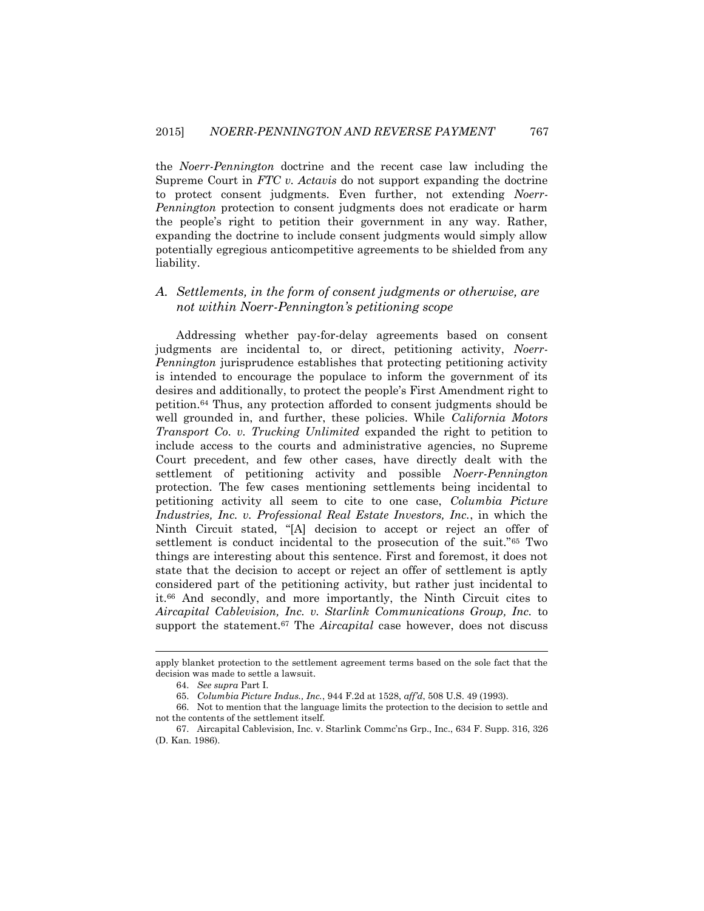the *Noerr-Pennington* doctrine and the recent case law including the Supreme Court in *FTC v. Actavis* do not support expanding the doctrine to protect consent judgments. Even further, not extending *Noerr-Pennington* protection to consent judgments does not eradicate or harm the people's right to petition their government in any way. Rather, expanding the doctrine to include consent judgments would simply allow potentially egregious anticompetitive agreements to be shielded from any liability.

### A. *Settlements, in the form of consent judgments or otherwise, are not within Noerr-Pennington's petitioning scope*

Addressing whether pay-for-delay agreements based on consent judgments are incidental to, or direct, petitioning activity, *Noerr-Pennington* jurisprudence establishes that protecting petitioning activity is intended to encourage the populace to inform the government of its desires and additionally, to protect the people's First Amendment right to petition.[64] Thus, any protection afforded to consent judgments should be well grounded in, and further, these policies. While *California Motors Transport Co. v. Trucking Unlimited* expanded the right to petition to include access to the courts and administrative agencies, no Supreme Court precedent, and few other cases, have directly dealt with the settlement of petitioning activity and possible *Noerr-Pennington* protection. The few cases mentioning settlements being incidental to petitioning activity all seem to cite to one case, *Columbia Picture Industries, Inc. v. Professional Real Estate Investors, Inc.*, in which the Ninth Circuit stated, "[A] decision to accept or reject an offer of settlement is conduct incidental to the prosecution of the suit."[65] Two things are interesting about this sentence. First and foremost, it does not state that the decision to accept or reject an offer of settlement is aptly considered part of the petitioning activity, but rather just incidental to it.[66] And secondly, and more importantly, the Ninth Circuit cites to *Aircapital Cablevision, Inc. v. Starlink Communications Group, Inc.* to support the statement.[67] The *Aircapital* case however, does not discuss

---

apply blanket protection to the settlement agreement terms based on the sole fact that the decision was made to settle a lawsuit.

64. *See supra* Part I.

65. *Columbia Picture Indus., Inc.*, 944 F.2d at 1528, *aff'd*, 508 U.S. 49 (1993).

66. Not to mention that the language limits the protection to the decision to settle and not the contents of the settlement itself.

67. Aircapital Cablevision, Inc. v. Starlink Commc'ns Grp., Inc., 634 F. Supp. 316, 326 (D. Kan. 1986).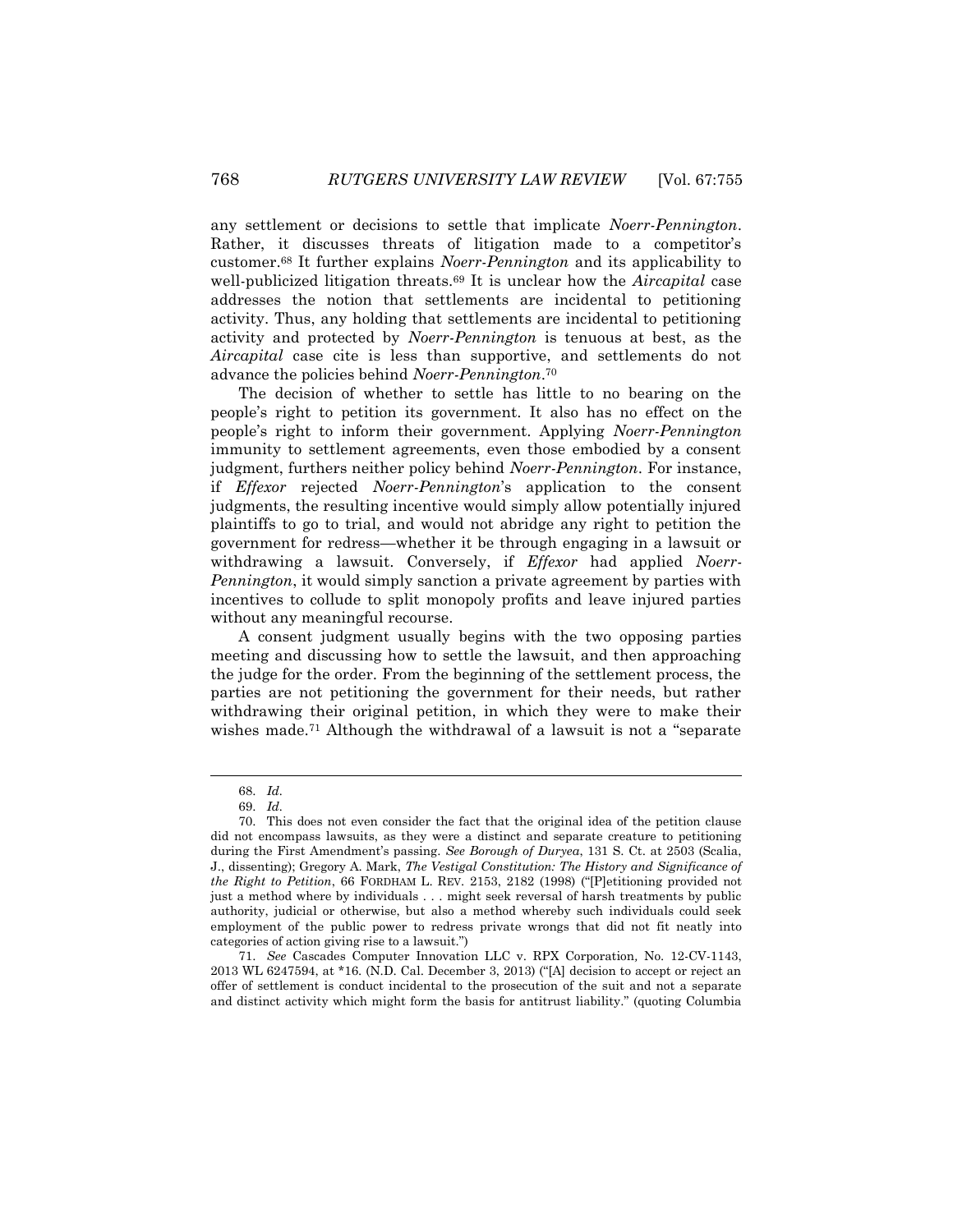any settlement or decisions to settle that implicate *Noerr-Pennington*. Rather, it discusses threats of litigation made to a competitor's customer.[68] It further explains *Noerr-Pennington* and its applicability to well-publicized litigation threats.[69] It is unclear how the *Aircapital* case addresses the notion that settlements are incidental to petitioning activity. Thus, any holding that settlements are incidental to petitioning activity and protected by *Noerr-Pennington* is tenuous at best, as the *Aircapital* case cite is less than supportive, and settlements do not advance the policies behind *Noerr-Pennington*.[70]

The decision of whether to settle has little to no bearing on the people's right to petition its government. It also has no effect on the people's right to inform their government. Applying *Noerr-Pennington* immunity to settlement agreements, even those embodied by a consent judgment, furthers neither policy behind *Noerr-Pennington*. For instance, if *Effexor* rejected *Noerr-Pennington*'s application to the consent judgments, the resulting incentive would simply allow potentially injured plaintiffs to go to trial, and would not abridge any right to petition the government for redress—whether it be through engaging in a lawsuit or withdrawing a lawsuit. Conversely, if *Effexor* had applied *Noerr-Pennington*, it would simply sanction a private agreement by parties with incentives to collude to split monopoly profits and leave injured parties without any meaningful recourse.

A consent judgment usually begins with the two opposing parties meeting and discussing how to settle the lawsuit, and then approaching the judge for the order. From the beginning of the settlement process, the parties are not petitioning the government for their needs, but rather withdrawing their original petition, in which they were to make their wishes made.[71] Although the withdrawal of a lawsuit is not a "separate

---

68. *Id.*

69. *Id.*

70. This does not even consider the fact that the original idea of the petition clause did not encompass lawsuits, as they were a distinct and separate creature to petitioning during the First Amendment's passing. *See Borough of Duryea*, 131 S. Ct. at 2503 (Scalia, J., dissenting); Gregory A. Mark, *The Vestigal Constitution: The History and Significance of the Right to Petition*, 66 FORDHAM L. REV. 2153, 2182 (1998) ("[P]etitioning provided not just a method where by individuals . . . might seek reversal of harsh treatments by public authority, judicial or otherwise, but also a method whereby such individuals could seek employment of the public power to redress private wrongs that did not fit neatly into categories of action giving rise to a lawsuit.")

71. *See* Cascades Computer Innovation LLC v. RPX Corporation*,* No. 12-CV-1143, 2013 WL 6247594, at *16. (N.D. Cal. December 3, 2013) ("[A] decision to accept or reject an offer of settlement is conduct incidental to the prosecution of the suit and not a separate and distinct activity which might form the basis for antitrust liability." (quoting Columbia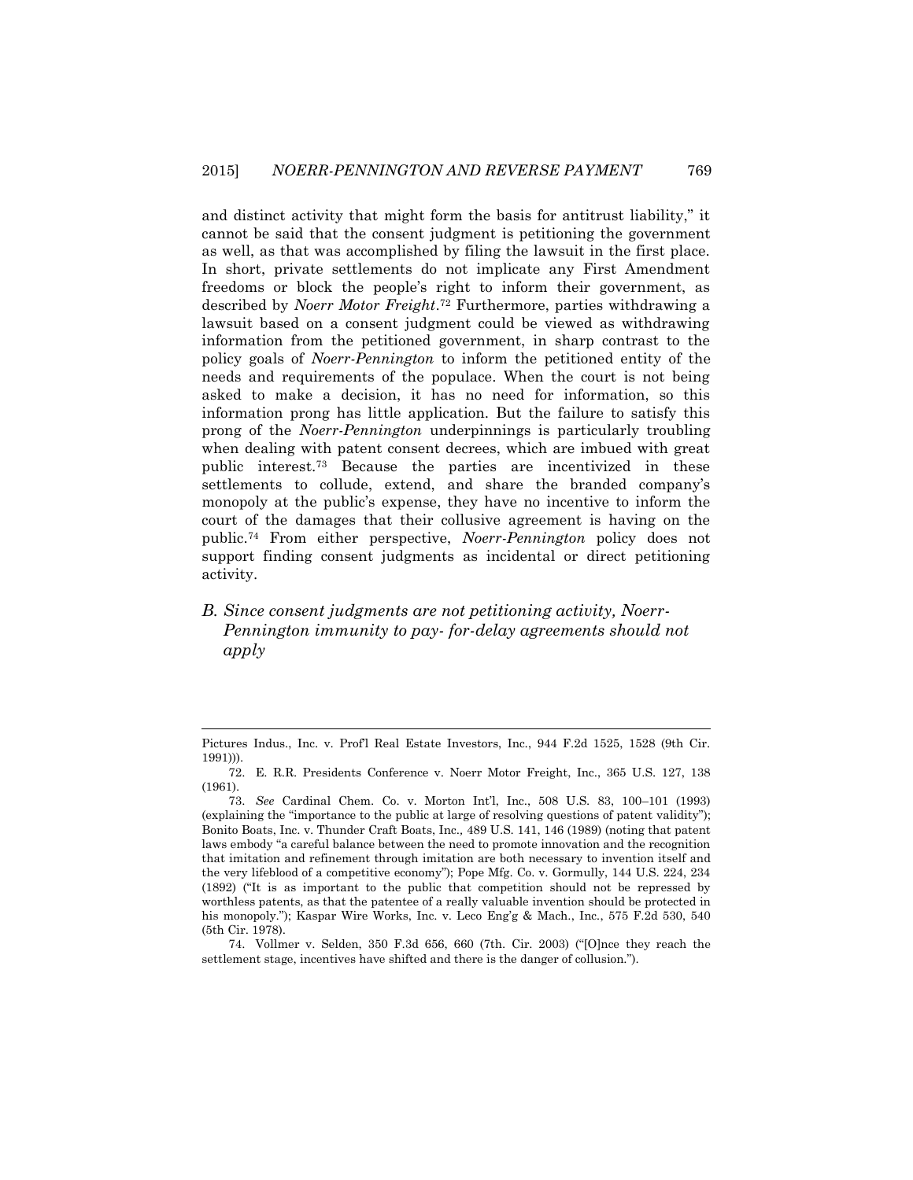and distinct activity that might form the basis for antitrust liability," it cannot be said that the consent judgment is petitioning the government as well, as that was accomplished by filing the lawsuit in the first place. In short, private settlements do not implicate any First Amendment freedoms or block the people's right to inform their government, as described by *Noerr Motor Freight*.[72] Furthermore, parties withdrawing a lawsuit based on a consent judgment could be viewed as withdrawing information from the petitioned government, in sharp contrast to the policy goals of *Noerr-Pennington* to inform the petitioned entity of the needs and requirements of the populace. When the court is not being asked to make a decision, it has no need for information, so this information prong has little application. But the failure to satisfy this prong of the *Noerr-Pennington* underpinnings is particularly troubling when dealing with patent consent decrees, which are imbued with great public interest.[73] Because the parties are incentivized in these settlements to collude, extend, and share the branded company's monopoly at the public's expense, they have no incentive to inform the court of the damages that their collusive agreement is having on the public.[74] From either perspective, *Noerr-Pennington* policy does not support finding consent judgments as incidental or direct petitioning activity.

### *B. Since consent judgments are not petitioning activity, Noerr-Pennington immunity to pay- for-delay agreements should not apply*

---

Pictures Indus., Inc. v. Prof'l Real Estate Investors, Inc., 944 F.2d 1525, 1528 (9th Cir. 1991))).

72. E. R.R. Presidents Conference v. Noerr Motor Freight, Inc., 365 U.S. 127, 138 (1961).

73. *See* Cardinal Chem. Co. v. Morton Int'l, Inc., 508 U.S. 83, 100–101 (1993) (explaining the "importance to the public at large of resolving questions of patent validity"); Bonito Boats, Inc. v. Thunder Craft Boats, Inc., 489 U.S. 141, 146 (1989) (noting that patent laws embody "a careful balance between the need to promote innovation and the recognition that imitation and refinement through imitation are both necessary to invention itself and the very lifeblood of a competitive economy"); Pope Mfg. Co. v. Gormully, 144 U.S. 224, 234 (1892) ("It is as important to the public that competition should not be repressed by worthless patents, as that the patentee of a really valuable invention should be protected in his monopoly."); Kaspar Wire Works, Inc. v. Leco Eng'g & Mach., Inc., 575 F.2d 530, 540 (5th Cir. 1978).

74. Vollmer v. Selden, 350 F.3d 656, 660 (7th. Cir. 2003) ("[O]nce they reach the settlement stage, incentives have shifted and there is the danger of collusion.").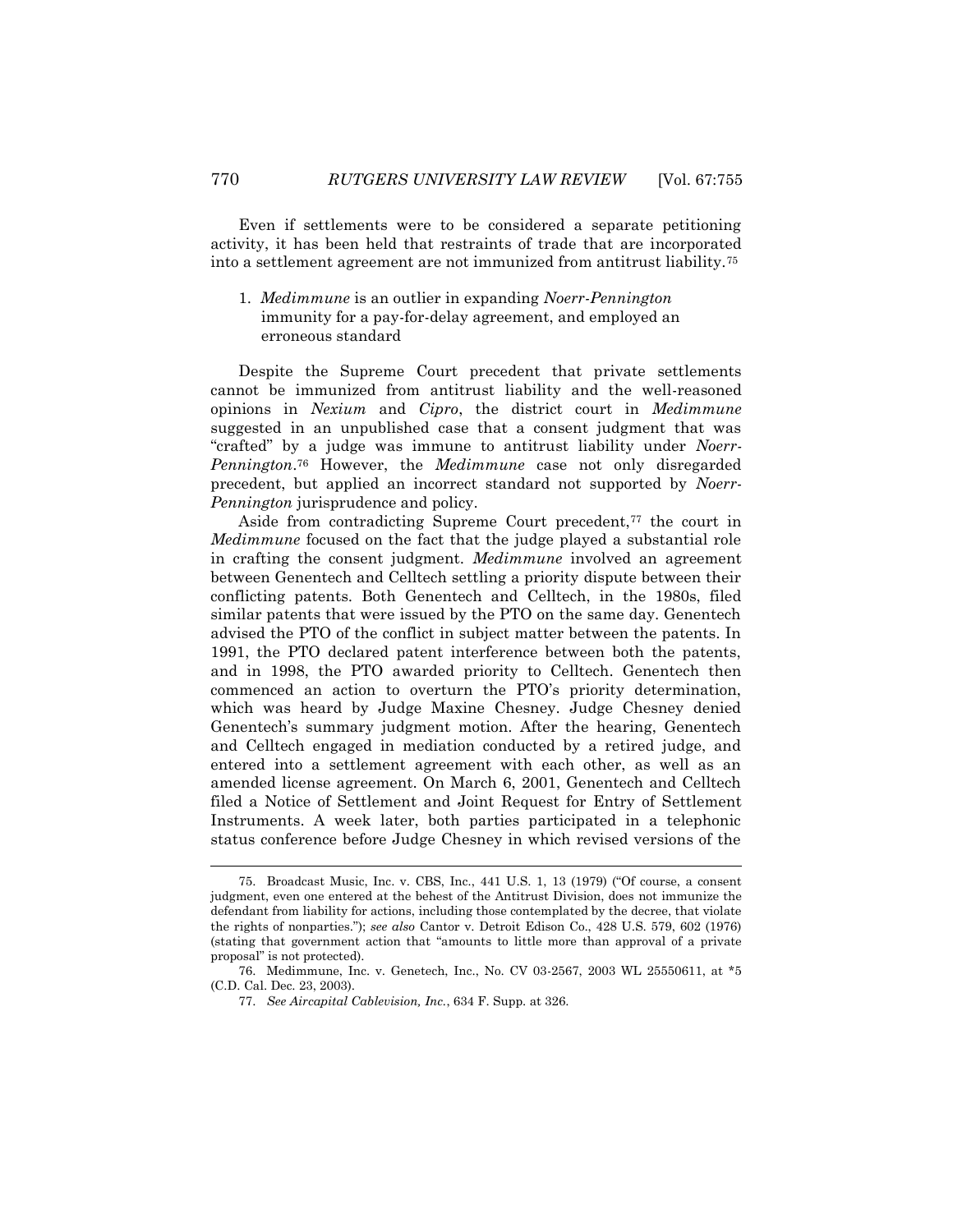Even if settlements were to be considered a separate petitioning activity, it has been held that restraints of trade that are incorporated into a settlement agreement are not immunized from antitrust liability.[75]

### 1. *Medimmune* is an outlier in expanding *Noerr-Pennington* immunity for a pay-for-delay agreement, and employed an erroneous standard

Despite the Supreme Court precedent that private settlements cannot be immunized from antitrust liability and the well-reasoned opinions in *Nexium* and *Cipro*, the district court in *Medimmune* suggested in an unpublished case that a consent judgment that was "crafted" by a judge was immune to antitrust liability under *Noerr-Pennington*.[76] However, the *Medimmune* case not only disregarded precedent, but applied an incorrect standard not supported by *Noerr-Pennington* jurisprudence and policy.

Aside from contradicting Supreme Court precedent,[77] the court in *Medimmune* focused on the fact that the judge played a substantial role in crafting the consent judgment. *Medimmune* involved an agreement between Genentech and Celltech settling a priority dispute between their conflicting patents. Both Genentech and Celltech, in the 1980s, filed similar patents that were issued by the PTO on the same day. Genentech advised the PTO of the conflict in subject matter between the patents. In 1991, the PTO declared patent interference between both the patents, and in 1998, the PTO awarded priority to Celltech. Genentech then commenced an action to overturn the PTO's priority determination, which was heard by Judge Maxine Chesney. Judge Chesney denied Genentech's summary judgment motion. After the hearing, Genentech and Celltech engaged in mediation conducted by a retired judge, and entered into a settlement agreement with each other, as well as an amended license agreement. On March 6, 2001, Genentech and Celltech filed a Notice of Settlement and Joint Request for Entry of Settlement Instruments. A week later, both parties participated in a telephonic status conference before Judge Chesney in which revised versions of the

---

75. Broadcast Music, Inc. v. CBS, Inc., 441 U.S. 1, 13 (1979) ("Of course, a consent judgment, even one entered at the behest of the Antitrust Division, does not immunize the defendant from liability for actions, including those contemplated by the decree, that violate the rights of nonparties."); *see also* Cantor v. Detroit Edison Co., 428 U.S. 579, 602 (1976) (stating that government action that "amounts to little more than approval of a private proposal" is not protected).

76. Medimmune, Inc. v. Genetech, Inc., No. CV 03-2567, 2003 WL 25550611, at \*5 (C.D. Cal. Dec. 23, 2003).

77. *See Aircapital Cablevision, Inc.*, 634 F. Supp. at 326.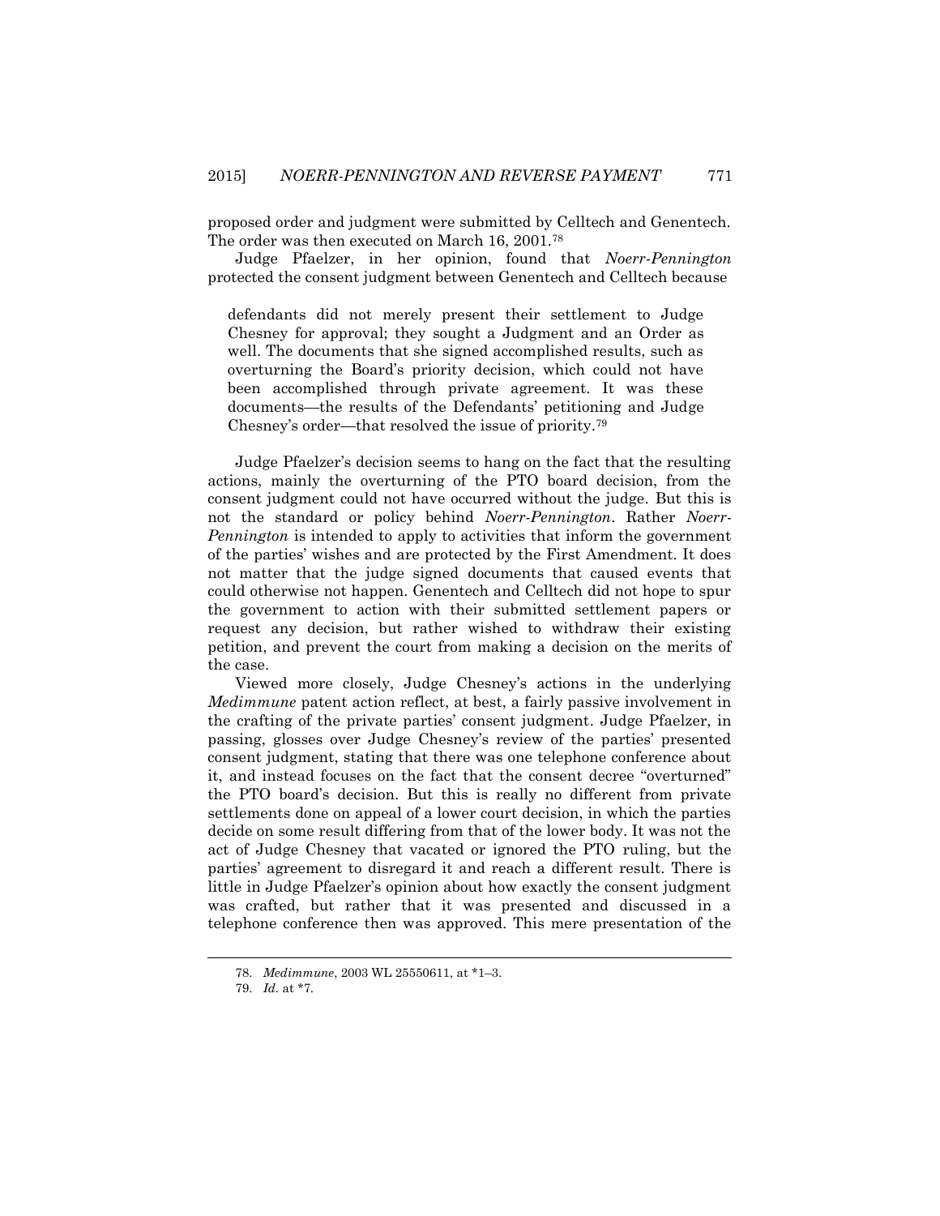proposed order and judgment were submitted by Celltech and Genentech. The order was then executed on March 16, 2001.[78]

Judge Pfaelzer, in her opinion, found that *Noerr-Pennington* protected the consent judgment between Genentech and Celltech because

> defendants did not merely present their settlement to Judge Chesney for approval; they sought a Judgment and an Order as well. The documents that she signed accomplished results, such as overturning the Board's priority decision, which could not have been accomplished through private agreement. It was these documents—the results of the Defendants' petitioning and Judge Chesney's order—that resolved the issue of priority.[79]

Judge Pfaelzer's decision seems to hang on the fact that the resulting actions, mainly the overturning of the PTO board decision, from the consent judgment could not have occurred without the judge. But this is not the standard or policy behind *Noerr-Pennington*. Rather *Noerr-Pennington* is intended to apply to activities that inform the government of the parties' wishes and are protected by the First Amendment. It does not matter that the judge signed documents that caused events that could otherwise not happen. Genentech and Celltech did not hope to spur the government to action with their submitted settlement papers or request any decision, but rather wished to withdraw their existing petition, and prevent the court from making a decision on the merits of the case.

Viewed more closely, Judge Chesney's actions in the underlying *Medimmune* patent action reflect, at best, a fairly passive involvement in the crafting of the private parties' consent judgment. Judge Pfaelzer, in passing, glosses over Judge Chesney's review of the parties' presented consent judgment, stating that there was one telephone conference about it, and instead focuses on the fact that the consent decree "overturned" the PTO board's decision. But this is really no different from private settlements done on appeal of a lower court decision, in which the parties decide on some result differing from that of the lower body. It was not the act of Judge Chesney that vacated or ignored the PTO ruling, but the parties' agreement to disregard it and reach a different result. There is little in Judge Pfaelzer's opinion about how exactly the consent judgment was crafted, but rather that it was presented and discussed in a telephone conference then was approved. This mere presentation of the

78. *Medimmune*, 2003 WL 25550611, at *1–3.

79. *Id.* at *7.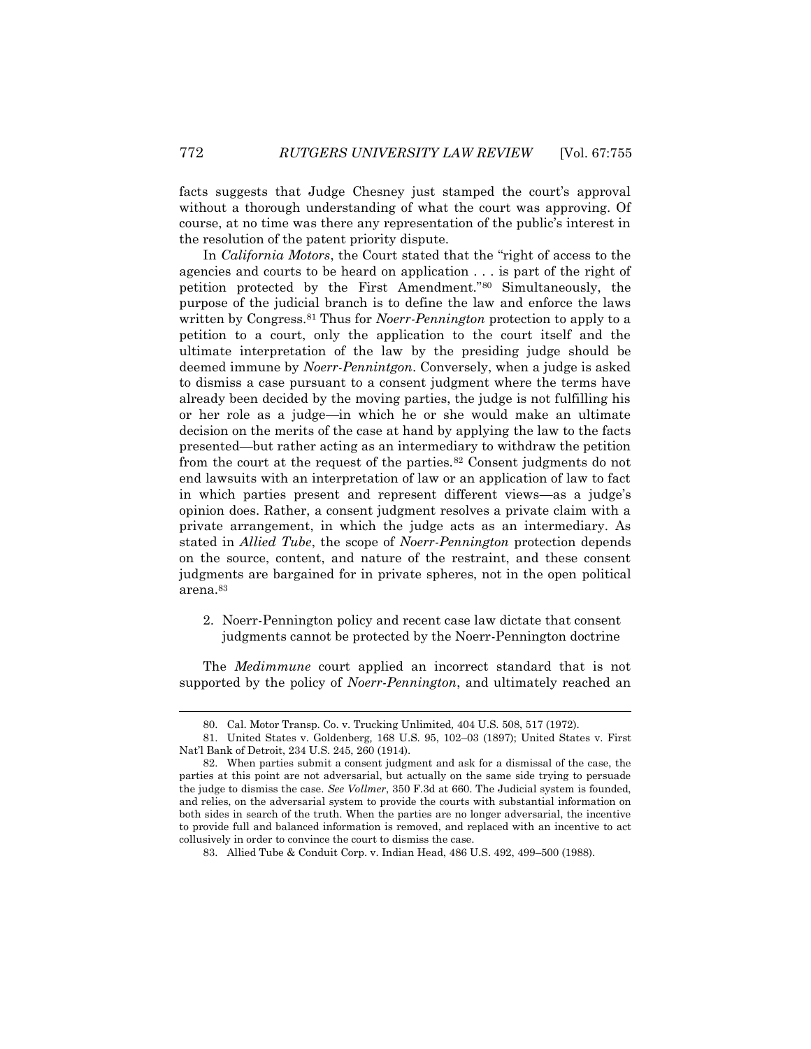facts suggests that Judge Chesney just stamped the court's approval without a thorough understanding of what the court was approving. Of course, at no time was there any representation of the public's interest in the resolution of the patent priority dispute.

In *California Motors*, the Court stated that the "right of access to the agencies and courts to be heard on application . . . is part of the right of petition protected by the First Amendment."[80] Simultaneously, the purpose of the judicial branch is to define the law and enforce the laws written by Congress.[81] Thus for *Noerr-Pennington* protection to apply to a petition to a court, only the application to the court itself and the ultimate interpretation of the law by the presiding judge should be deemed immune by *Noerr-Pennintgon*. Conversely, when a judge is asked to dismiss a case pursuant to a consent judgment where the terms have already been decided by the moving parties, the judge is not fulfilling his or her role as a judge—in which he or she would make an ultimate decision on the merits of the case at hand by applying the law to the facts presented—but rather acting as an intermediary to withdraw the petition from the court at the request of the parties.[82] Consent judgments do not end lawsuits with an interpretation of law or an application of law to fact in which parties present and represent different views—as a judge's opinion does. Rather, a consent judgment resolves a private claim with a private arrangement, in which the judge acts as an intermediary. As stated in *Allied Tube*, the scope of *Noerr-Pennington* protection depends on the source, content, and nature of the restraint, and these consent judgments are bargained for in private spheres, not in the open political arena.[83]

2. Noerr-Pennington policy and recent case law dictate that consent judgments cannot be protected by the Noerr-Pennington doctrine

The *Medimmune* court applied an incorrect standard that is not supported by the policy of *Noerr-Pennington*, and ultimately reached an

80. Cal. Motor Transp. Co. v. Trucking Unlimited, 404 U.S. 508, 517 (1972).

81. United States v. Goldenberg, 168 U.S. 95, 102–03 (1897); United States v. First Nat'l Bank of Detroit, 234 U.S. 245, 260 (1914).

82. When parties submit a consent judgment and ask for a dismissal of the case, the parties at this point are not adversarial, but actually on the same side trying to persuade the judge to dismiss the case. *See Vollmer*, 350 F.3d at 660. The Judicial system is founded, and relies, on the adversarial system to provide the courts with substantial information on both sides in search of the truth. When the parties are no longer adversarial, the incentive to provide full and balanced information is removed, and replaced with an incentive to act collusively in order to convince the court to dismiss the case.

83. Allied Tube & Conduit Corp. v. Indian Head, 486 U.S. 492, 499–500 (1988).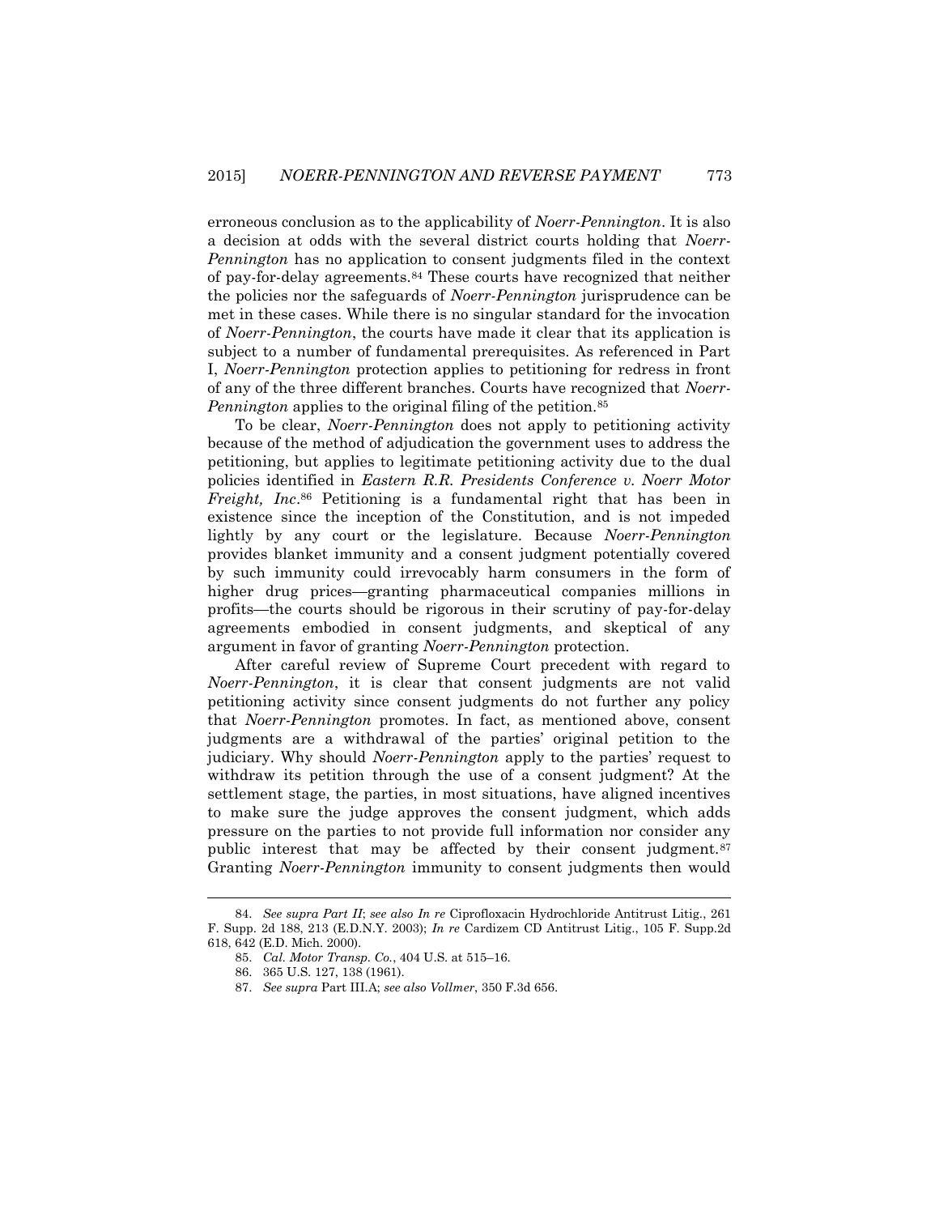erroneous conclusion as to the applicability of *Noerr-Pennington*. It is also a decision at odds with the several district courts holding that *Noerr-Pennington* has no application to consent judgments filed in the context of pay-for-delay agreements.[84] These courts have recognized that neither the policies nor the safeguards of *Noerr-Pennington* jurisprudence can be met in these cases. While there is no singular standard for the invocation of *Noerr-Pennington*, the courts have made it clear that its application is subject to a number of fundamental prerequisites. As referenced in Part I, *Noerr-Pennington* protection applies to petitioning for redress in front of any of the three different branches. Courts have recognized that *Noerr-Pennington* applies to the original filing of the petition.[85]

To be clear, *Noerr-Pennington* does not apply to petitioning activity because of the method of adjudication the government uses to address the petitioning, but applies to legitimate petitioning activity due to the dual policies identified in *Eastern R.R. Presidents Conference v. Noerr Motor Freight, Inc*.[86] Petitioning is a fundamental right that has been in existence since the inception of the Constitution, and is not impeded lightly by any court or the legislature. Because *Noerr-Pennington* provides blanket immunity and a consent judgment potentially covered by such immunity could irrevocably harm consumers in the form of higher drug prices—granting pharmaceutical companies millions in profits—the courts should be rigorous in their scrutiny of pay-for-delay agreements embodied in consent judgments, and skeptical of any argument in favor of granting *Noerr-Pennington* protection.

After careful review of Supreme Court precedent with regard to *Noerr-Pennington*, it is clear that consent judgments are not valid petitioning activity since consent judgments do not further any policy that *Noerr-Pennington* promotes. In fact, as mentioned above, consent judgments are a withdrawal of the parties' original petition to the judiciary. Why should *Noerr-Pennington* apply to the parties' request to withdraw its petition through the use of a consent judgment? At the settlement stage, the parties, in most situations, have aligned incentives to make sure the judge approves the consent judgment, which adds pressure on the parties to not provide full information nor consider any public interest that may be affected by their consent judgment.[87] Granting *Noerr-Pennington* immunity to consent judgments then would

---

84. *See supra Part II*; *see also In re* Ciprofloxacin Hydrochloride Antitrust Litig., 261 F. Supp. 2d 188, 213 (E.D.N.Y. 2003); *In re* Cardizem CD Antitrust Litig., 105 F. Supp.2d 618, 642 (E.D. Mich. 2000).

85. *Cal. Motor Transp. Co.*, 404 U.S. at 515–16.

86. 365 U.S. 127, 138 (1961).

87. *See supra* Part III.A; *see also Vollmer*, 350 F.3d 656.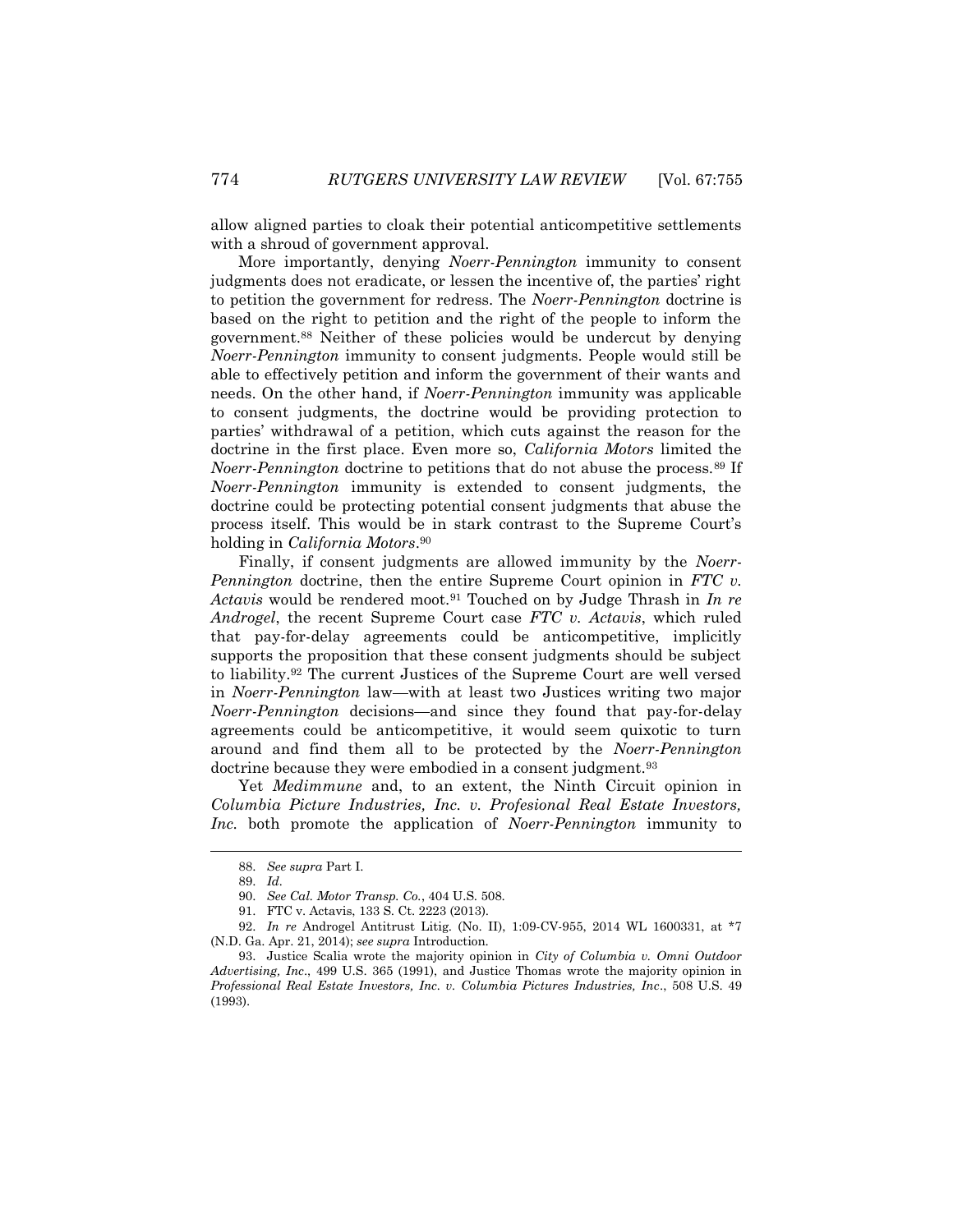allow aligned parties to cloak their potential anticompetitive settlements with a shroud of government approval.

More importantly, denying *Noerr-Pennington* immunity to consent judgments does not eradicate, or lessen the incentive of, the parties' right to petition the government for redress. The *Noerr-Pennington* doctrine is based on the right to petition and the right of the people to inform the government.[88] Neither of these policies would be undercut by denying *Noerr-Pennington* immunity to consent judgments. People would still be able to effectively petition and inform the government of their wants and needs. On the other hand, if *Noerr-Pennington* immunity was applicable to consent judgments, the doctrine would be providing protection to parties' withdrawal of a petition, which cuts against the reason for the doctrine in the first place. Even more so, *California Motors* limited the *Noerr-Pennington* doctrine to petitions that do not abuse the process.[89] If *Noerr-Pennington* immunity is extended to consent judgments, the doctrine could be protecting potential consent judgments that abuse the process itself. This would be in stark contrast to the Supreme Court's holding in *California Motors*.[90]

Finally, if consent judgments are allowed immunity by the *Noerr-Pennington* doctrine, then the entire Supreme Court opinion in *FTC v. Actavis* would be rendered moot.[91] Touched on by Judge Thrash in *In re Androgel*, the recent Supreme Court case *FTC v. Actavis*, which ruled that pay-for-delay agreements could be anticompetitive, implicitly supports the proposition that these consent judgments should be subject to liability.[92] The current Justices of the Supreme Court are well versed in *Noerr-Pennington* law—with at least two Justices writing two major *Noerr-Pennington* decisions—and since they found that pay-for-delay agreements could be anticompetitive, it would seem quixotic to turn around and find them all to be protected by the *Noerr-Pennington* doctrine because they were embodied in a consent judgment.[93]

Yet *Medimmune* and, to an extent, the Ninth Circuit opinion in *Columbia Picture Industries, Inc. v. Profesional Real Estate Investors, Inc.* both promote the application of *Noerr-Pennington* immunity to

---

88. *See supra* Part I.

89. *Id*.

90. *See Cal. Motor Transp. Co.*, 404 U.S. 508.

91. FTC v. Actavis, 133 S. Ct. 2223 (2013).

92. *In re* Androgel Antitrust Litig. (No. II), 1:09-CV-955, 2014 WL 1600331, at *7 (N.D. Ga. Apr. 21, 2014); *see supra* Introduction.

93. Justice Scalia wrote the majority opinion in *City of Columbia v. Omni Outdoor Advertising, Inc*., 499 U.S. 365 (1991), and Justice Thomas wrote the majority opinion in *Professional Real Estate Investors, Inc. v. Columbia Pictures Industries, Inc*., 508 U.S. 49 (1993).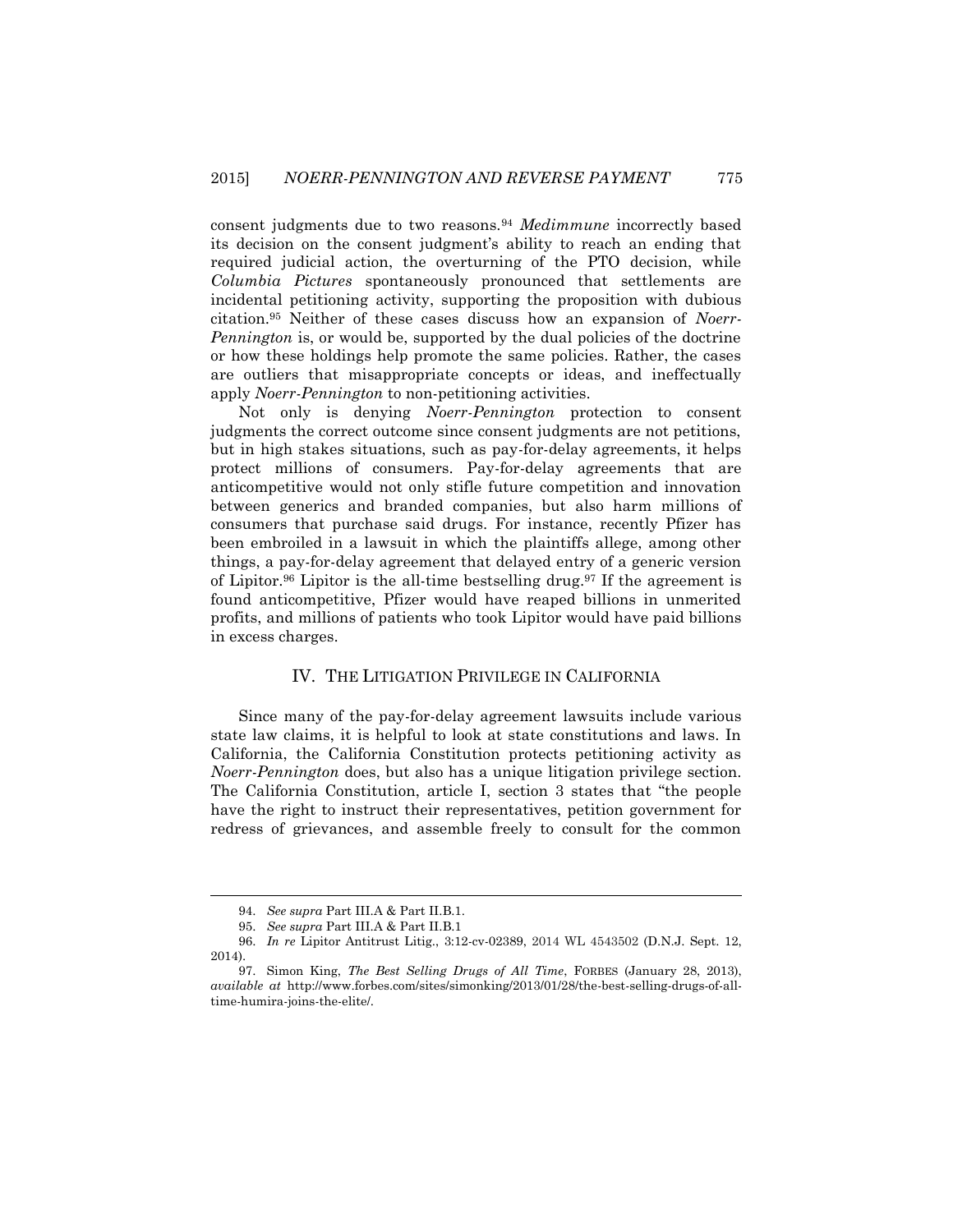consent judgments due to two reasons.[94] *Medimmune* incorrectly based its decision on the consent judgment's ability to reach an ending that required judicial action, the overturning of the PTO decision, while *Columbia Pictures* spontaneously pronounced that settlements are incidental petitioning activity, supporting the proposition with dubious citation.[95] Neither of these cases discuss how an expansion of *Noerr-Pennington* is, or would be, supported by the dual policies of the doctrine or how these holdings help promote the same policies. Rather, the cases are outliers that misappropriate concepts or ideas, and ineffectually apply *Noerr-Pennington* to non-petitioning activities.

Not only is denying *Noerr-Pennington* protection to consent judgments the correct outcome since consent judgments are not petitions, but in high stakes situations, such as pay-for-delay agreements, it helps protect millions of consumers. Pay-for-delay agreements that are anticompetitive would not only stifle future competition and innovation between generics and branded companies, but also harm millions of consumers that purchase said drugs. For instance, recently Pfizer has been embroiled in a lawsuit in which the plaintiffs allege, among other things, a pay-for-delay agreement that delayed entry of a generic version of Lipitor.[96] Lipitor is the all-time bestselling drug.[97] If the agreement is found anticompetitive, Pfizer would have reaped billions in unmerited profits, and millions of patients who took Lipitor would have paid billions in excess charges.

## IV. THE LITIGATION PRIVILEGE IN CALIFORNIA

Since many of the pay-for-delay agreement lawsuits include various state law claims, it is helpful to look at state constitutions and laws. In California, the California Constitution protects petitioning activity as *Noerr-Pennington* does, but also has a unique litigation privilege section. The California Constitution, article I, section 3 states that "the people have the right to instruct their representatives, petition government for redress of grievances, and assemble freely to consult for the common

---

94. *See supra* Part III.A & Part II.B.1.

95. *See supra* Part III.A & Part II.B.1

96. *In re* Lipitor Antitrust Litig., 3:12-cv-02389, 2014 WL 4543502 (D.N.J. Sept. 12, 2014).

97. Simon King, *The Best Selling Drugs of All Time*, FORBES (January 28, 2013), *available at* http://www.forbes.com/sites/simonking/2013/01/28/the-best-selling-drugs-of-all-time-humira-joins-the-elite/.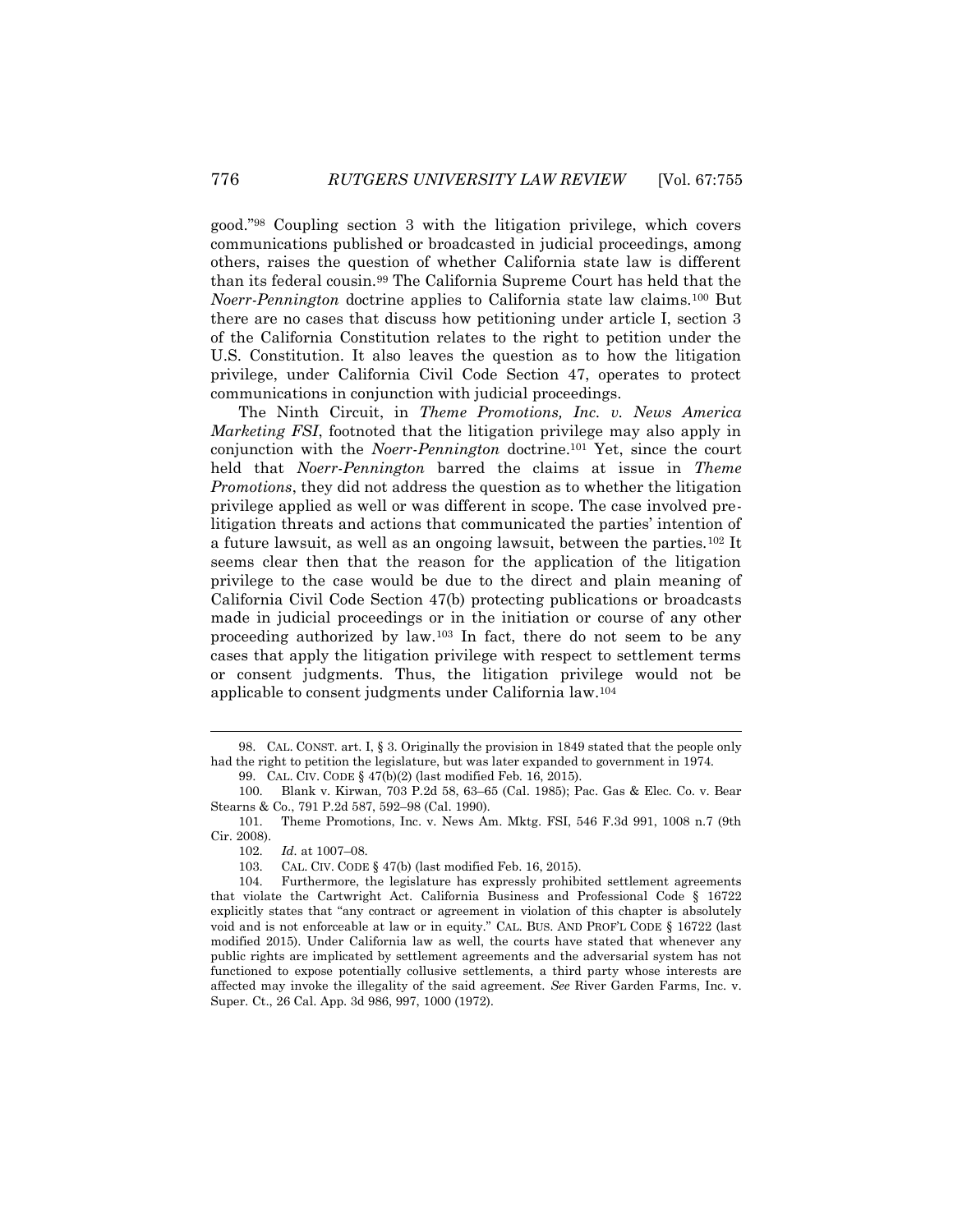good."[98] Coupling section 3 with the litigation privilege, which covers communications published or broadcasted in judicial proceedings, among others, raises the question of whether California state law is different than its federal cousin.[99] The California Supreme Court has held that the *Noerr-Pennington* doctrine applies to California state law claims.[100] But there are no cases that discuss how petitioning under article I, section 3 of the California Constitution relates to the right to petition under the U.S. Constitution. It also leaves the question as to how the litigation privilege, under California Civil Code Section 47, operates to protect communications in conjunction with judicial proceedings.

The Ninth Circuit, in *Theme Promotions, Inc. v. News America Marketing FSI*, footnoted that the litigation privilege may also apply in conjunction with the *Noerr-Pennington* doctrine.[101] Yet, since the court held that *Noerr-Pennington* barred the claims at issue in *Theme Promotions*, they did not address the question as to whether the litigation privilege applied as well or was different in scope. The case involved pre-litigation threats and actions that communicated the parties' intention of a future lawsuit, as well as an ongoing lawsuit, between the parties.[102] It seems clear then that the reason for the application of the litigation privilege to the case would be due to the direct and plain meaning of California Civil Code Section 47(b) protecting publications or broadcasts made in judicial proceedings or in the initiation or course of any other proceeding authorized by law.[103] In fact, there do not seem to be any cases that apply the litigation privilege with respect to settlement terms or consent judgments. Thus, the litigation privilege would not be applicable to consent judgments under California law.[104]

---

98. CAL. CONST. art. I, § 3. Originally the provision in 1849 stated that the people only had the right to petition the legislature, but was later expanded to government in 1974.

99. CAL. CIV. CODE § 47(b)(2) (last modified Feb. 16, 2015).

100. Blank v. Kirwan, 703 P.2d 58, 63–65 (Cal. 1985); Pac. Gas & Elec. Co. v. Bear Stearns & Co., 791 P.2d 587, 592–98 (Cal. 1990).

101. Theme Promotions, Inc. v. News Am. Mktg. FSI, 546 F.3d 991, 1008 n.7 (9th Cir. 2008).

102. *Id.* at 1007–08.

103. CAL. CIV. CODE § 47(b) (last modified Feb. 16, 2015).

104. Furthermore, the legislature has expressly prohibited settlement agreements that violate the Cartwright Act. California Business and Professional Code § 16722 explicitly states that "any contract or agreement in violation of this chapter is absolutely void and is not enforceable at law or in equity." CAL. BUS. AND PROF'L CODE § 16722 (last modified 2015). Under California law as well, the courts have stated that whenever any public rights are implicated by settlement agreements and the adversarial system has not functioned to expose potentially collusive settlements, a third party whose interests are affected may invoke the illegality of the said agreement. *See* River Garden Farms, Inc. v. Super. Ct., 26 Cal. App. 3d 986, 997, 1000 (1972).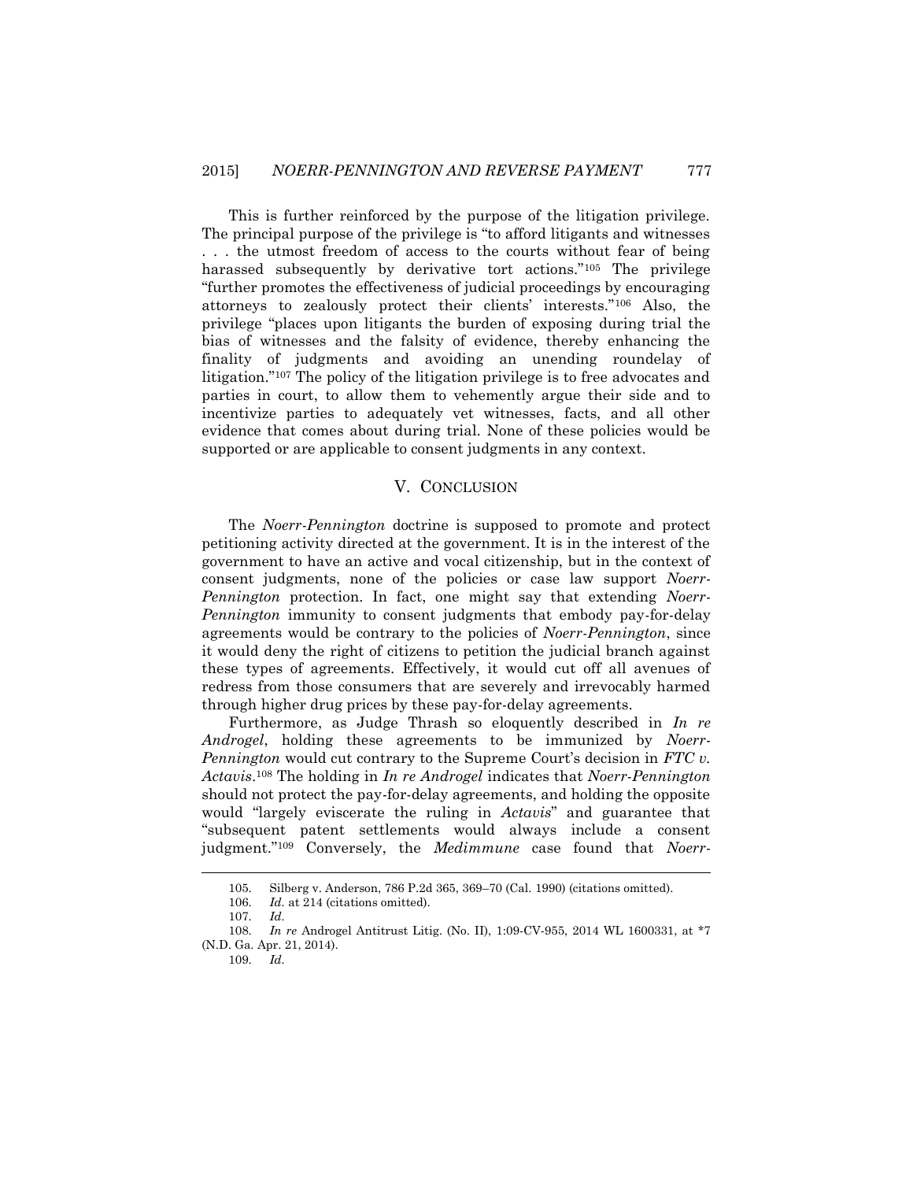This is further reinforced by the purpose of the litigation privilege. The principal purpose of the privilege is "to afford litigants and witnesses . . . the utmost freedom of access to the courts without fear of being harassed subsequently by derivative tort actions."[105] The privilege "further promotes the effectiveness of judicial proceedings by encouraging attorneys to zealously protect their clients' interests."[106] Also, the privilege "places upon litigants the burden of exposing during trial the bias of witnesses and the falsity of evidence, thereby enhancing the finality of judgments and avoiding an unending roundelay of litigation."[107] The policy of the litigation privilege is to free advocates and parties in court, to allow them to vehemently argue their side and to incentivize parties to adequately vet witnesses, facts, and all other evidence that comes about during trial. None of these policies would be supported or are applicable to consent judgments in any context.

## V. CONCLUSION

The *Noerr-Pennington* doctrine is supposed to promote and protect petitioning activity directed at the government. It is in the interest of the government to have an active and vocal citizenship, but in the context of consent judgments, none of the policies or case law support *Noerr-Pennington* protection. In fact, one might say that extending *Noerr-Pennington* immunity to consent judgments that embody pay-for-delay agreements would be contrary to the policies of *Noerr-Pennington*, since it would deny the right of citizens to petition the judicial branch against these types of agreements. Effectively, it would cut off all avenues of redress from those consumers that are severely and irrevocably harmed through higher drug prices by these pay-for-delay agreements.

Furthermore, as Judge Thrash so eloquently described in *In re Androgel*, holding these agreements to be immunized by *Noerr-Pennington* would cut contrary to the Supreme Court's decision in *FTC v. Actavis*.[108] The holding in *In re Androgel* indicates that *Noerr-Pennington* should not protect the pay-for-delay agreements, and holding the opposite would "largely eviscerate the ruling in *Actavis*" and guarantee that "subsequent patent settlements would always include a consent judgment."[109] Conversely, the *Medimmune* case found that *Noerr-*

---

105. Silberg v. Anderson, 786 P.2d 365, 369–70 (Cal. 1990) (citations omitted).

106. *Id.* at 214 (citations omitted).

107. *Id.*

108. *In re* Androgel Antitrust Litig. (No. II), 1:09-CV-955, 2014 WL 1600331, at *7 (N.D. Ga. Apr. 21, 2014).

109. *Id.*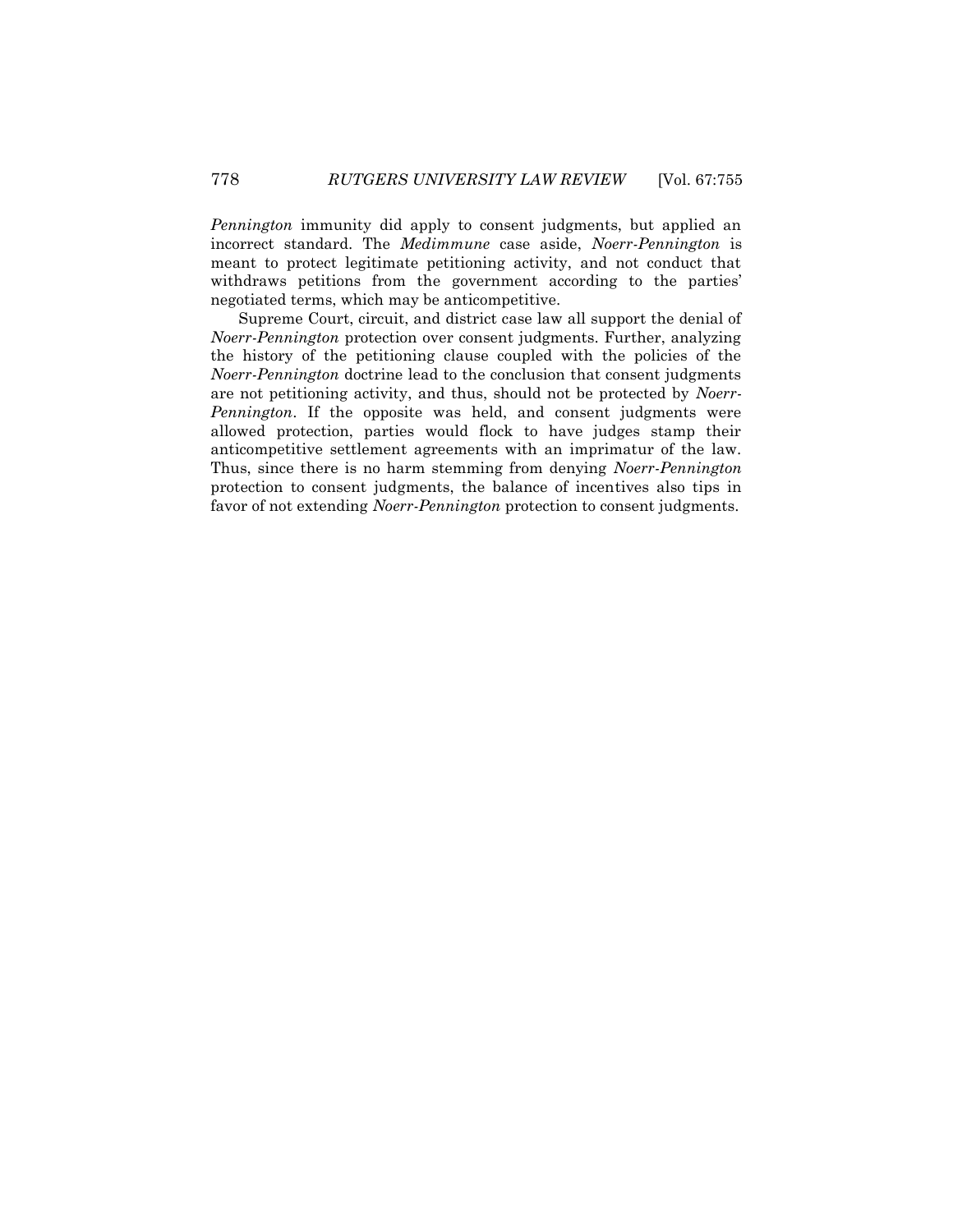*Pennington* immunity did apply to consent judgments, but applied an incorrect standard. The *Medimmune* case aside, *Noerr-Pennington* is meant to protect legitimate petitioning activity, and not conduct that withdraws petitions from the government according to the parties' negotiated terms, which may be anticompetitive.

Supreme Court, circuit, and district case law all support the denial of *Noerr-Pennington* protection over consent judgments. Further, analyzing the history of the petitioning clause coupled with the policies of the *Noerr-Pennington* doctrine lead to the conclusion that consent judgments are not petitioning activity, and thus, should not be protected by *Noerr-Pennington*. If the opposite was held, and consent judgments were allowed protection, parties would flock to have judges stamp their anticompetitive settlement agreements with an imprimatur of the law. Thus, since there is no harm stemming from denying *Noerr-Pennington* protection to consent judgments, the balance of incentives also tips in favor of not extending *Noerr-Pennington* protection to consent judgments.